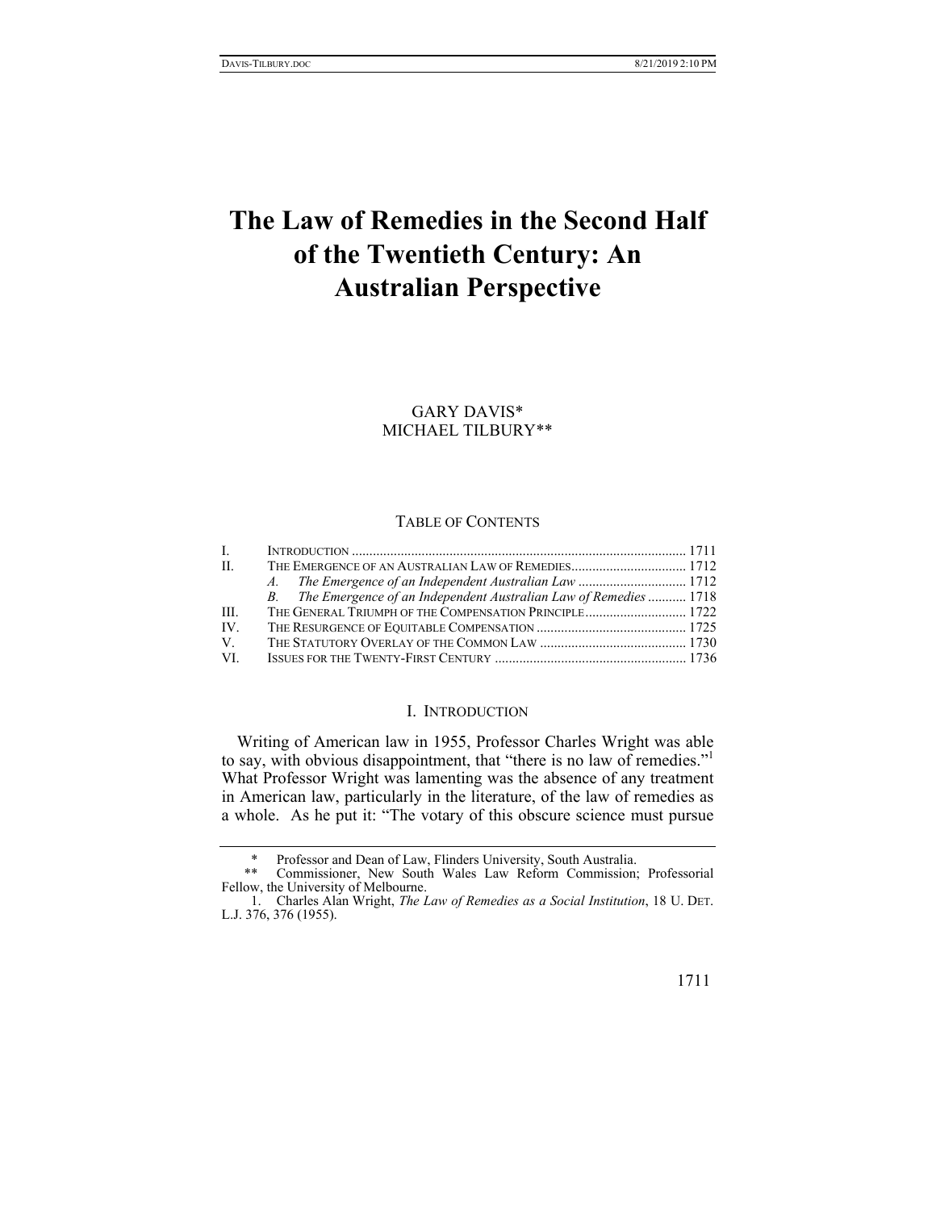# The Law of Remedies in the Second Half of the Twentieth Century: An Australian Perspective

GARY DAVIS*
MICHAEL TILBURY**

TABLE OF CONTENTS

| | | |
|---|---|---|
| I. | INTRODUCTION | 1711 |
| II. | THE EMERGENCE OF AN AUSTRALIAN LAW OF REMEDIES | 1712 |
| | *A. The Emergence of an Independent Australian Law* | 1712 |
| | *B. The Emergence of an Independent Australian Law of Remedies* | 1718 |
| III. | THE GENERAL TRIUMPH OF THE COMPENSATION PRINCIPLE | 1722 |
| IV. | THE RESURGENCE OF EQUITABLE COMPENSATION | 1725 |
| V. | THE STATUTORY OVERLAY OF THE COMMON LAW | 1730 |
| VI. | ISSUES FOR THE TWENTY-FIRST CENTURY | 1736 |

## I. INTRODUCTION

Writing of American law in 1955, Professor Charles Wright was able to say, with obvious disappointment, that "there is no law of remedies."[1] What Professor Wright was lamenting was the absence of any treatment in American law, particularly in the literature, of the law of remedies as a whole. As he put it: "The votary of this obscure science must pursue

---

\* Professor and Dean of Law, Flinders University, South Australia.

\** Commissioner, New South Wales Law Reform Commission; Professorial Fellow, the University of Melbourne.

1. Charles Alan Wright, *The Law of Remedies as a Social Institution*, 18 U. DET. L.J. 376, 376 (1955).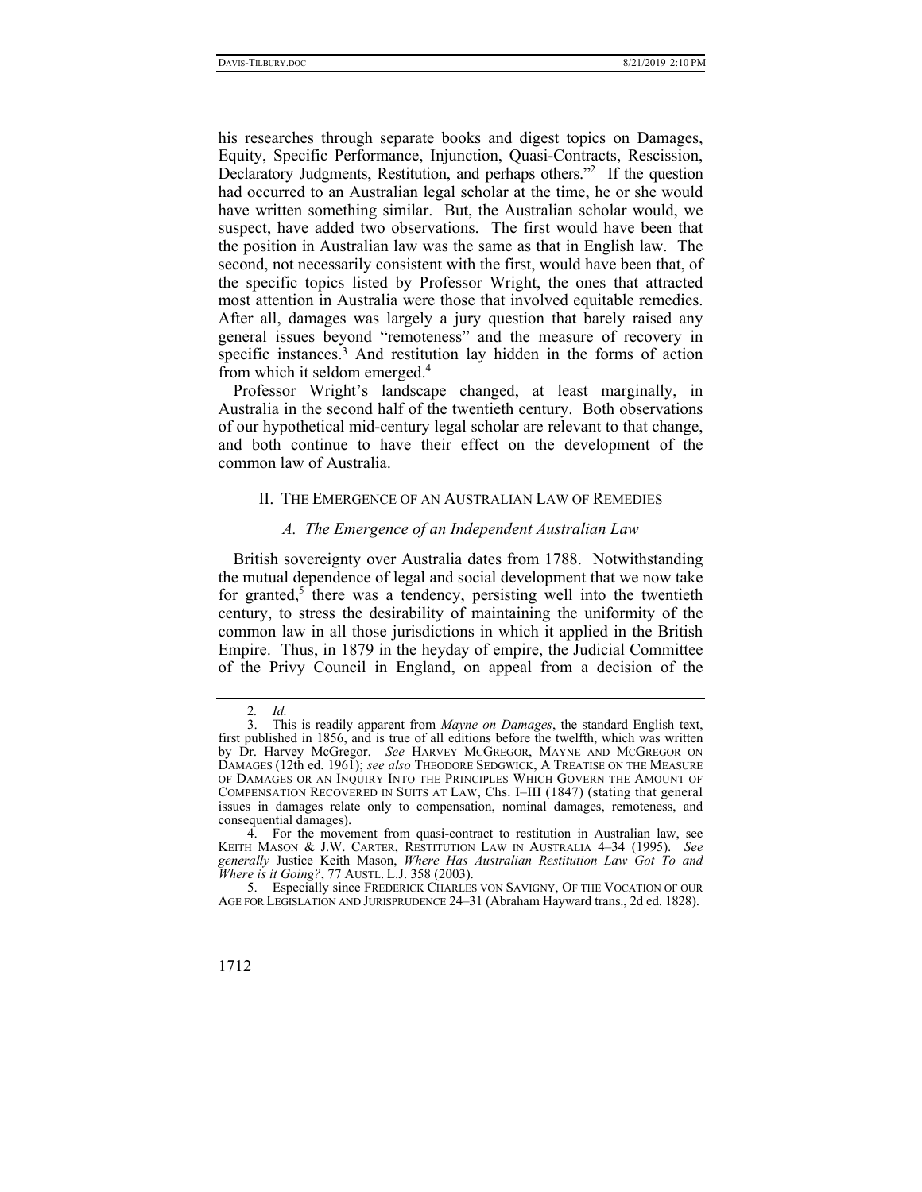his researches through separate books and digest topics on Damages, Equity, Specific Performance, Injunction, Quasi-Contracts, Rescission, Declaratory Judgments, Restitution, and perhaps others."[2] If the question had occurred to an Australian legal scholar at the time, he or she would have written something similar. But, the Australian scholar would, we suspect, have added two observations. The first would have been that the position in Australian law was the same as that in English law. The second, not necessarily consistent with the first, would have been that, of the specific topics listed by Professor Wright, the ones that attracted most attention in Australia were those that involved equitable remedies. After all, damages was largely a jury question that barely raised any general issues beyond "remoteness" and the measure of recovery in specific instances.[3] And restitution lay hidden in the forms of action from which it seldom emerged.[4]

Professor Wright's landscape changed, at least marginally, in Australia in the second half of the twentieth century. Both observations of our hypothetical mid-century legal scholar are relevant to that change, and both continue to have their effect on the development of the common law of Australia.

## II. The Emergence of an Australian Law of Remedies

### *A. The Emergence of an Independent Australian Law*

British sovereignty over Australia dates from 1788. Notwithstanding the mutual dependence of legal and social development that we now take for granted,[5] there was a tendency, persisting well into the twentieth century, to stress the desirability of maintaining the uniformity of the common law in all those jurisdictions in which it applied in the British Empire. Thus, in 1879 in the heyday of empire, the Judicial Committee of the Privy Council in England, on appeal from a decision of the

---

2. *Id.*

3. This is readily apparent from *Mayne on Damages*, the standard English text, first published in 1856, and is true of all editions before the twelfth, which was written by Dr. Harvey McGregor. *See* HARVEY MCGREGOR, MAYNE AND MCGREGOR ON DAMAGES (12th ed. 1961); *see also* THEODORE SEDGWICK, A TREATISE ON THE MEASURE OF DAMAGES OR AN INQUIRY INTO THE PRINCIPLES WHICH GOVERN THE AMOUNT OF COMPENSATION RECOVERED IN SUITS AT LAW, Chs. I–III (1847) (stating that general issues in damages relate only to compensation, nominal damages, remoteness, and consequential damages).

4. For the movement from quasi-contract to restitution in Australian law, see KEITH MASON & J.W. CARTER, RESTITUTION LAW IN AUSTRALIA 4–34 (1995). *See generally* Justice Keith Mason, *Where Has Australian Restitution Law Got To and Where is it Going?*, 77 AUSTL. L.J. 358 (2003).

5. Especially since FREDERICK CHARLES VON SAVIGNY, OF THE VOCATION OF OUR AGE FOR LEGISLATION AND JURISPRUDENCE 24–31 (Abraham Hayward trans., 2d ed. 1828).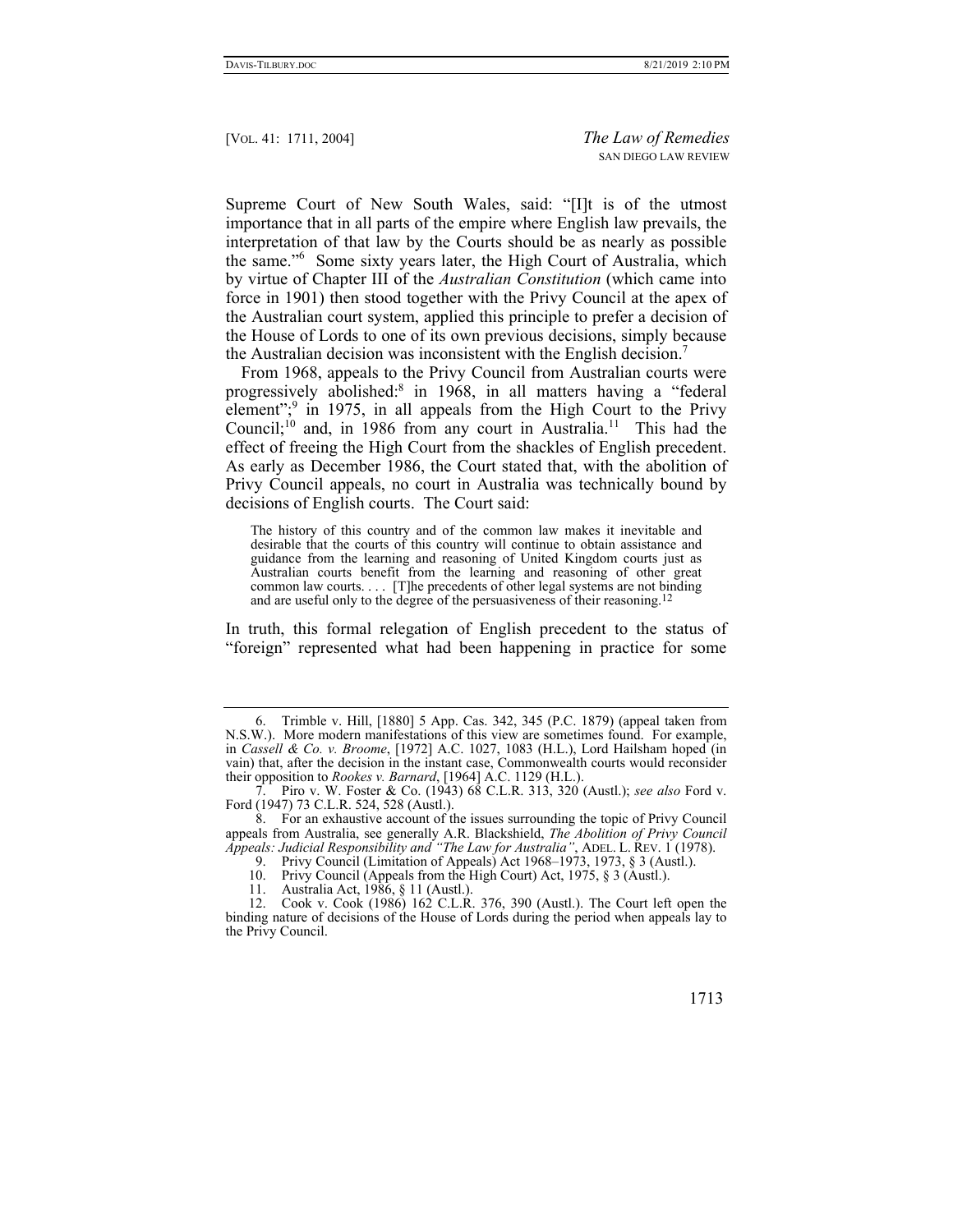Supreme Court of New South Wales, said: "[I]t is of the utmost importance that in all parts of the empire where English law prevails, the interpretation of that law by the Courts should be as nearly as possible the same."[6] Some sixty years later, the High Court of Australia, which by virtue of Chapter III of the *Australian Constitution* (which came into force in 1901) then stood together with the Privy Council at the apex of the Australian court system, applied this principle to prefer a decision of the House of Lords to one of its own previous decisions, simply because the Australian decision was inconsistent with the English decision.[7]

From 1968, appeals to the Privy Council from Australian courts were progressively abolished:[8] in 1968, in all matters having a "federal element";[9] in 1975, in all appeals from the High Court to the Privy Council;[10] and, in 1986 from any court in Australia.[11] This had the effect of freeing the High Court from the shackles of English precedent. As early as December 1986, the Court stated that, with the abolition of Privy Council appeals, no court in Australia was technically bound by decisions of English courts. The Court said:

> The history of this country and of the common law makes it inevitable and desirable that the courts of this country will continue to obtain assistance and guidance from the learning and reasoning of United Kingdom courts just as Australian courts benefit from the learning and reasoning of other great common law courts. . . . [T]he precedents of other legal systems are not binding and are useful only to the degree of the persuasiveness of their reasoning.[12]

In truth, this formal relegation of English precedent to the status of "foreign" represented what had been happening in practice for some

---

6. Trimble v. Hill, [1880] 5 App. Cas. 342, 345 (P.C. 1879) (appeal taken from N.S.W.). More modern manifestations of this view are sometimes found. For example, in *Cassell & Co. v. Broome*, [1972] A.C. 1027, 1083 (H.L.), Lord Hailsham hoped (in vain) that, after the decision in the instant case, Commonwealth courts would reconsider their opposition to *Rookes v. Barnard*, [1964] A.C. 1129 (H.L.).

7. Piro v. W. Foster & Co. (1943) 68 C.L.R. 313, 320 (Austl.); *see also* Ford v. Ford (1947) 73 C.L.R. 524, 528 (Austl.).

8. For an exhaustive account of the issues surrounding the topic of Privy Council appeals from Australia, see generally A.R. Blackshield, *The Abolition of Privy Council Appeals: Judicial Responsibility and "The Law for Australia"*, ADEL. L. REV. 1 (1978).

9. Privy Council (Limitation of Appeals) Act 1968–1973, 1973, § 3 (Austl.).

10. Privy Council (Appeals from the High Court) Act, 1975, § 3 (Austl.).

11. Australia Act, 1986, § 11 (Austl.).

12. Cook v. Cook (1986) 162 C.L.R. 376, 390 (Austl.). The Court left open the binding nature of decisions of the House of Lords during the period when appeals lay to the Privy Council.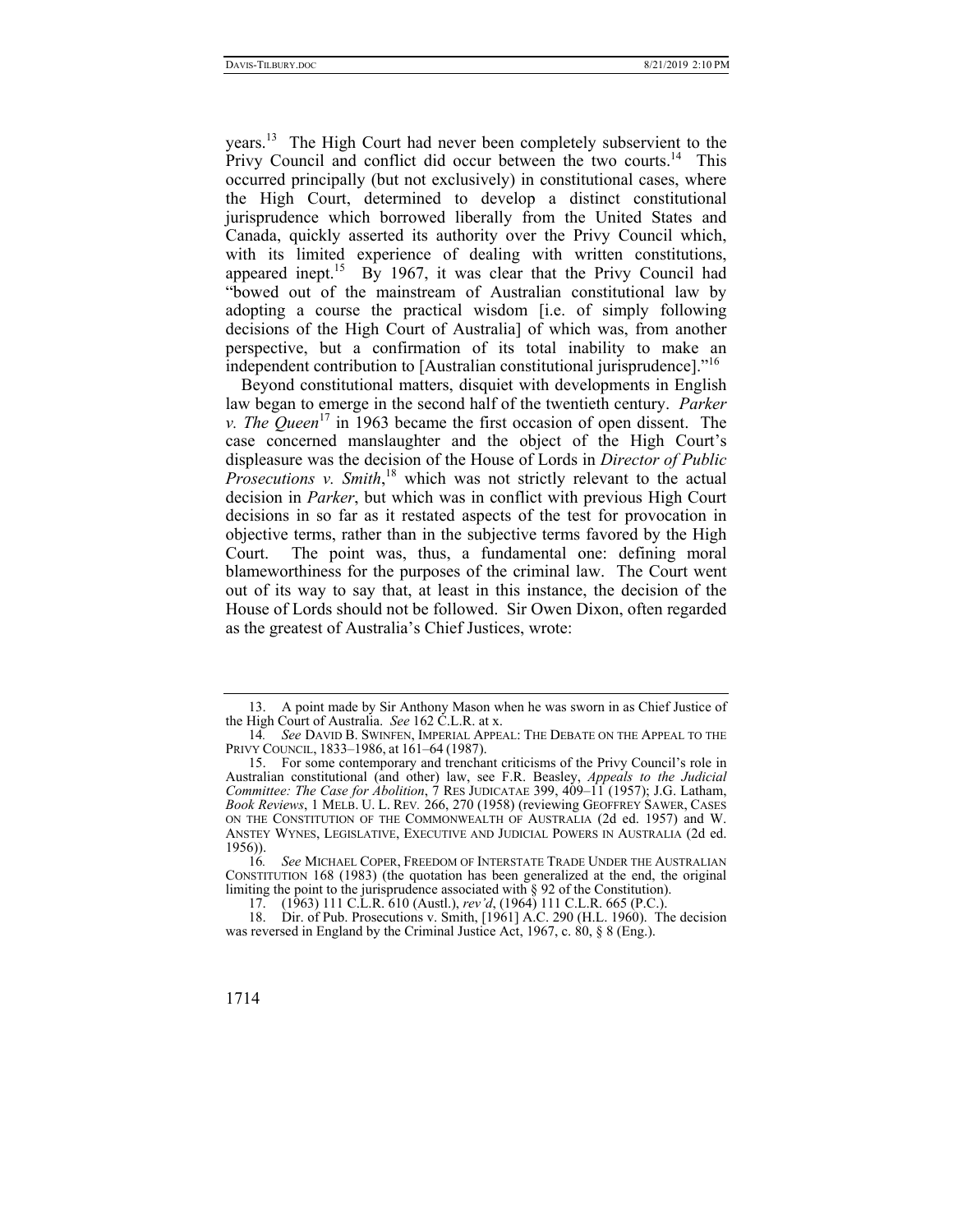years.[13] The High Court had never been completely subservient to the Privy Council and conflict did occur between the two courts.[14] This occurred principally (but not exclusively) in constitutional cases, where the High Court, determined to develop a distinct constitutional jurisprudence which borrowed liberally from the United States and Canada, quickly asserted its authority over the Privy Council which, with its limited experience of dealing with written constitutions, appeared inept.[15] By 1967, it was clear that the Privy Council had "bowed out of the mainstream of Australian constitutional law by adopting a course the practical wisdom [i.e. of simply following decisions of the High Court of Australia] of which was, from another perspective, but a confirmation of its total inability to make an independent contribution to [Australian constitutional jurisprudence]."[16]

Beyond constitutional matters, disquiet with developments in English law began to emerge in the second half of the twentieth century. *Parker v. The Queen*[17] in 1963 became the first occasion of open dissent. The case concerned manslaughter and the object of the High Court's displeasure was the decision of the House of Lords in *Director of Public Prosecutions v. Smith*,[18] which was not strictly relevant to the actual decision in *Parker*, but which was in conflict with previous High Court decisions in so far as it restated aspects of the test for provocation in objective terms, rather than in the subjective terms favored by the High Court. The point was, thus, a fundamental one: defining moral blameworthiness for the purposes of the criminal law. The Court went out of its way to say that, at least in this instance, the decision of the House of Lords should not be followed. Sir Owen Dixon, often regarded as the greatest of Australia's Chief Justices, wrote:

---

13. A point made by Sir Anthony Mason when he was sworn in as Chief Justice of the High Court of Australia. *See* 162 C.L.R. at x.

14. *See* DAVID B. SWINFEN, IMPERIAL APPEAL: THE DEBATE ON THE APPEAL TO THE PRIVY COUNCIL, 1833–1986, at 161–64 (1987).

15. For some contemporary and trenchant criticisms of the Privy Council's role in Australian constitutional (and other) law, see F.R. Beasley, *Appeals to the Judicial Committee: The Case for Abolition*, 7 RES JUDICATAE 399, 409–11 (1957); J.G. Latham, *Book Reviews*, 1 MELB. U. L. REV. 266, 270 (1958) (reviewing GEOFFREY SAWER, CASES ON THE CONSTITUTION OF THE COMMONWEALTH OF AUSTRALIA (2d ed. 1957) and W. ANSTEY WYNES, LEGISLATIVE, EXECUTIVE AND JUDICIAL POWERS IN AUSTRALIA (2d ed. 1956)).

16. *See* MICHAEL COPER, FREEDOM OF INTERSTATE TRADE UNDER THE AUSTRALIAN CONSTITUTION 168 (1983) (the quotation has been generalized at the end, the original limiting the point to the jurisprudence associated with § 92 of the Constitution).

17. (1963) 111 C.L.R. 610 (Austl.), *rev'd*, (1964) 111 C.L.R. 665 (P.C.).

18. Dir. of Pub. Prosecutions v. Smith, [1961] A.C. 290 (H.L. 1960). The decision was reversed in England by the Criminal Justice Act, 1967, c. 80, § 8 (Eng.).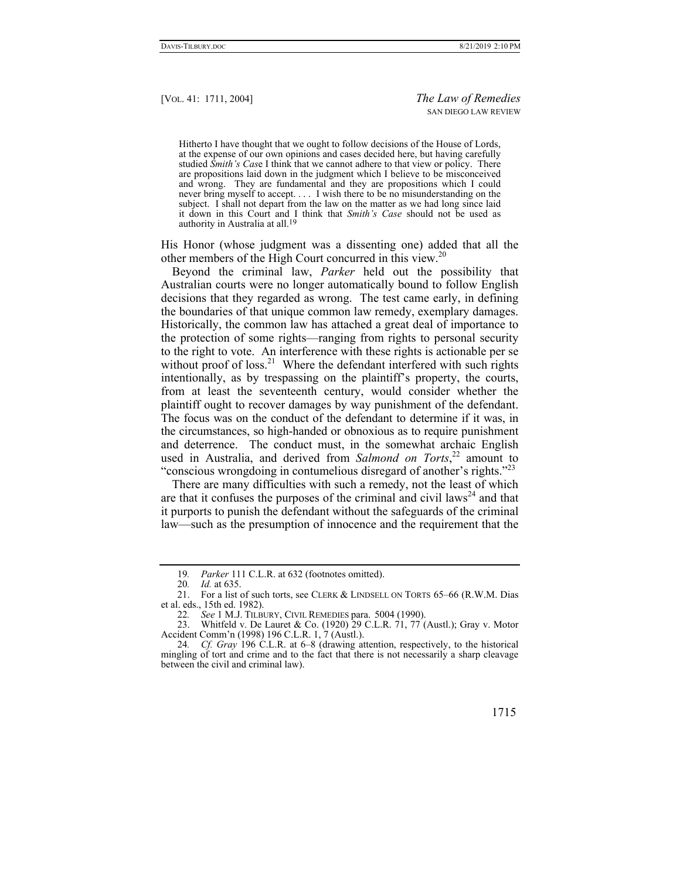> Hitherto I have thought that we ought to follow decisions of the House of Lords, at the expense of our own opinions and cases decided here, but having carefully studied *Smith's Case* I think that we cannot adhere to that view or policy. There are propositions laid down in the judgment which I believe to be misconceived and wrong. They are fundamental and they are propositions which I could never bring myself to accept. . . . I wish there to be no misunderstanding on the subject. I shall not depart from the law on the matter as we had long since laid it down in this Court and I think that *Smith's Case* should not be used as authority in Australia at all.[19]

His Honor (whose judgment was a dissenting one) added that all the other members of the High Court concurred in this view.[20]

Beyond the criminal law, *Parker* held out the possibility that Australian courts were no longer automatically bound to follow English decisions that they regarded as wrong. The test came early, in defining the boundaries of that unique common law remedy, exemplary damages. Historically, the common law has attached a great deal of importance to the protection of some rights—ranging from rights to personal security to the right to vote. An interference with these rights is actionable per se without proof of loss.[21] Where the defendant interfered with such rights intentionally, as by trespassing on the plaintiff's property, the courts, from at least the seventeenth century, would consider whether the plaintiff ought to recover damages by way punishment of the defendant. The focus was on the conduct of the defendant to determine if it was, in the circumstances, so high-handed or obnoxious as to require punishment and deterrence. The conduct must, in the somewhat archaic English used in Australia, and derived from *Salmond on Torts*,[22] amount to "conscious wrongdoing in contumelious disregard of another's rights."[23]

There are many difficulties with such a remedy, not the least of which are that it confuses the purposes of the criminal and civil laws[24] and that it purports to punish the defendant without the safeguards of the criminal law—such as the presumption of innocence and the requirement that the

---

19. *Parker* 111 C.L.R. at 632 (footnotes omitted).

20. *Id.* at 635.

21. For a list of such torts, see CLERK & LINDSELL ON TORTS 65–66 (R.W.M. Dias et al. eds., 15th ed. 1982).

22. *See* 1 M.J. TILBURY, CIVIL REMEDIES para. 5004 (1990).

23. Whitfeld v. De Lauret & Co. (1920) 29 C.L.R. 71, 77 (Austl.); Gray v. Motor Accident Comm'n (1998) 196 C.L.R. 1, 7 (Austl.).

24. *Cf. Gray* 196 C.L.R. at 6–8 (drawing attention, respectively, to the historical mingling of tort and crime and to the fact that there is not necessarily a sharp cleavage between the civil and criminal law).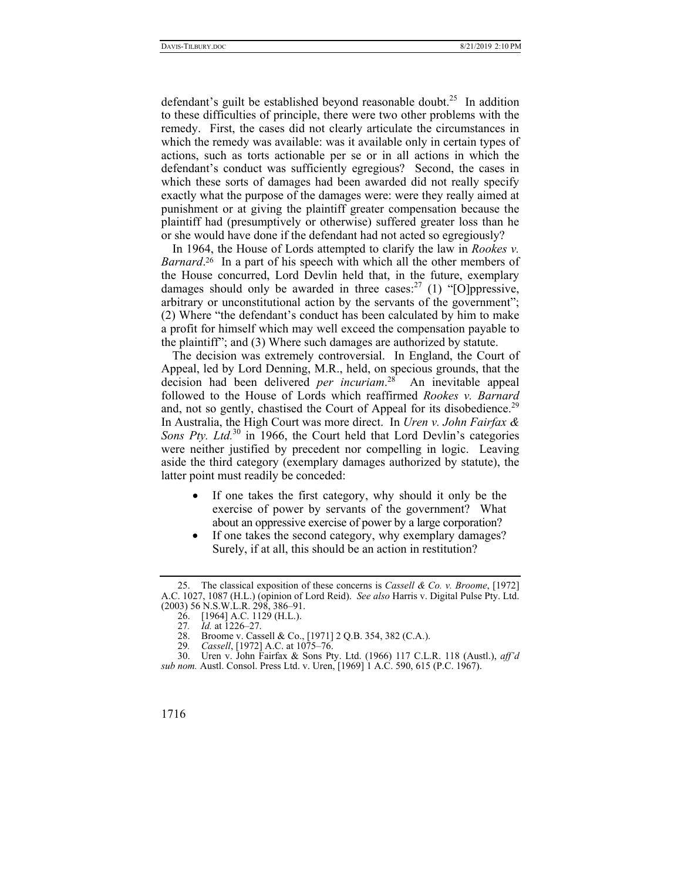defendant's guilt be established beyond reasonable doubt.[25] In addition to these difficulties of principle, there were two other problems with the remedy. First, the cases did not clearly articulate the circumstances in which the remedy was available: was it available only in certain types of actions, such as torts actionable per se or in all actions in which the defendant's conduct was sufficiently egregious? Second, the cases in which these sorts of damages had been awarded did not really specify exactly what the purpose of the damages were: were they really aimed at punishment or at giving the plaintiff greater compensation because the plaintiff had (presumptively or otherwise) suffered greater loss than he or she would have done if the defendant had not acted so egregiously?

In 1964, the House of Lords attempted to clarify the law in *Rookes v. Barnard*.[26] In a part of his speech with which all the other members of the House concurred, Lord Devlin held that, in the future, exemplary damages should only be awarded in three cases:[27] (1) "[O]ppressive, arbitrary or unconstitutional action by the servants of the government"; (2) Where "the defendant's conduct has been calculated by him to make a profit for himself which may well exceed the compensation payable to the plaintiff"; and (3) Where such damages are authorized by statute.

The decision was extremely controversial. In England, the Court of Appeal, led by Lord Denning, M.R., held, on specious grounds, that the decision had been delivered *per incuriam*.[28] An inevitable appeal followed to the House of Lords which reaffirmed *Rookes v. Barnard* and, not so gently, chastised the Court of Appeal for its disobedience.[29] In Australia, the High Court was more direct. In *Uren v. John Fairfax & Sons Pty. Ltd.*[30] in 1966, the Court held that Lord Devlin's categories were neither justified by precedent nor compelling in logic. Leaving aside the third category (exemplary damages authorized by statute), the latter point must readily be conceded:

- If one takes the first category, why should it only be the exercise of power by servants of the government? What about an oppressive exercise of power by a large corporation?
- If one takes the second category, why exemplary damages? Surely, if at all, this should be an action in restitution?

---

25. The classical exposition of these concerns is *Cassell & Co. v. Broome*, [1972] A.C. 1027, 1087 (H.L.) (opinion of Lord Reid). *See also* Harris v. Digital Pulse Pty. Ltd. (2003) 56 N.S.W.L.R. 298, 386–91.

26. [1964] A.C. 1129 (H.L.).

27. *Id.* at 1226–27.

28. Broome v. Cassell & Co., [1971] 2 Q.B. 354, 382 (C.A.).

29. *Cassell*, [1972] A.C. at 1075–76.

30. Uren v. John Fairfax & Sons Pty. Ltd. (1966) 117 C.L.R. 118 (Austl.), *aff'd sub nom.* Austl. Consol. Press Ltd. v. Uren, [1969] 1 A.C. 590, 615 (P.C. 1967).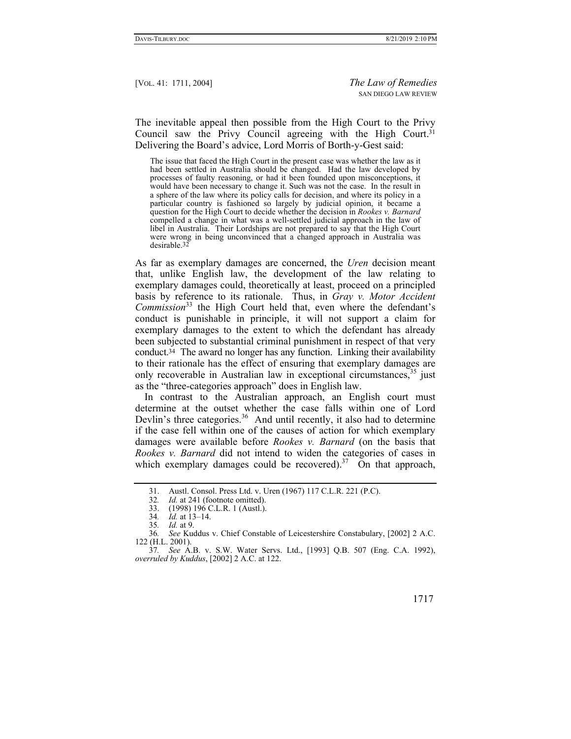The inevitable appeal then possible from the High Court to the Privy Council saw the Privy Council agreeing with the High Court.[31] Delivering the Board's advice, Lord Morris of Borth-y-Gest said:

> The issue that faced the High Court in the present case was whether the law as it had been settled in Australia should be changed. Had the law developed by processes of faulty reasoning, or had it been founded upon misconceptions, it would have been necessary to change it. Such was not the case. In the result in a sphere of the law where its policy calls for decision, and where its policy in a particular country is fashioned so largely by judicial opinion, it became a question for the High Court to decide whether the decision in *Rookes v. Barnard* compelled a change in what was a well-settled judicial approach in the law of libel in Australia. Their Lordships are not prepared to say that the High Court were wrong in being unconvinced that a changed approach in Australia was desirable.[32]

As far as exemplary damages are concerned, the *Uren* decision meant that, unlike English law, the development of the law relating to exemplary damages could, theoretically at least, proceed on a principled basis by reference to its rationale. Thus, in *Gray v. Motor Accident Commission*[33] the High Court held that, even where the defendant's conduct is punishable in principle, it will not support a claim for exemplary damages to the extent to which the defendant has already been subjected to substantial criminal punishment in respect of that very conduct.[34] The award no longer has any function. Linking their availability to their rationale has the effect of ensuring that exemplary damages are only recoverable in Australian law in exceptional circumstances,[35] just as the "three-categories approach" does in English law.

In contrast to the Australian approach, an English court must determine at the outset whether the case falls within one of Lord Devlin's three categories.[36] And until recently, it also had to determine if the case fell within one of the causes of action for which exemplary damages were available before *Rookes v. Barnard* (on the basis that *Rookes v. Barnard* did not intend to widen the categories of cases in which exemplary damages could be recovered).[37] On that approach,

---

31. Austl. Consol. Press Ltd. v. Uren (1967) 117 C.L.R. 221 (P.C.).

32. *Id.* at 241 (footnote omitted).

33. (1998) 196 C.L.R. 1 (Austl.).

34. *Id.* at 13–14.

35. *Id.* at 9.

36. *See* Kuddus v. Chief Constable of Leicestershire Constabulary, [2002] 2 A.C. 122 (H.L. 2001).

37. *See* A.B. v. S.W. Water Servs. Ltd., [1993] Q.B. 507 (Eng. C.A. 1992), *overruled by Kuddus*, [2002] 2 A.C. at 122.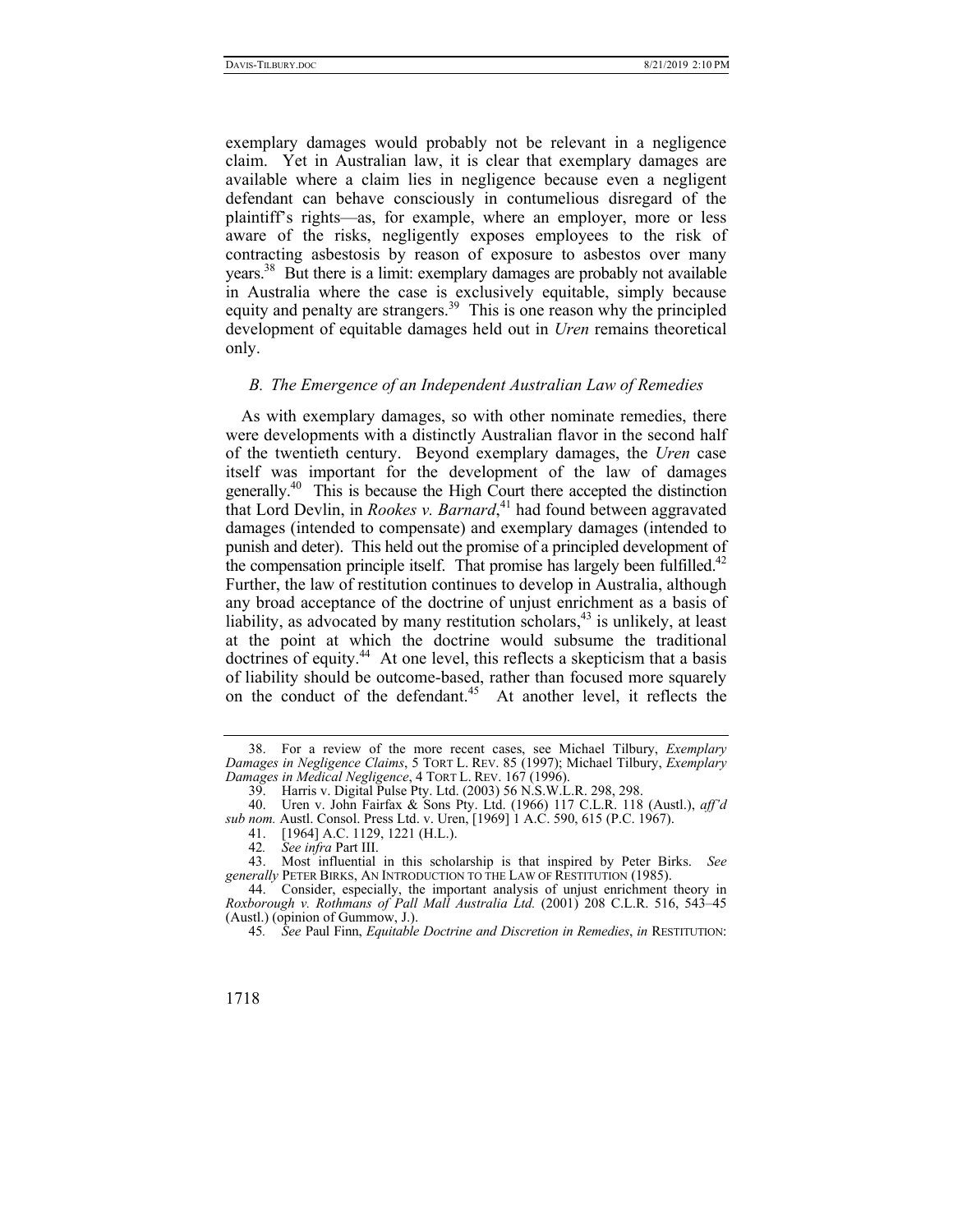exemplary damages would probably not be relevant in a negligence claim. Yet in Australian law, it is clear that exemplary damages are available where a claim lies in negligence because even a negligent defendant can behave consciously in contumelious disregard of the plaintiff's rights—as, for example, where an employer, more or less aware of the risks, negligently exposes employees to the risk of contracting asbestosis by reason of exposure to asbestos over many years.[38] But there is a limit: exemplary damages are probably not available in Australia where the case is exclusively equitable, simply because equity and penalty are strangers.[39] This is one reason why the principled development of equitable damages held out in *Uren* remains theoretical only.

### *B. The Emergence of an Independent Australian Law of Remedies*

As with exemplary damages, so with other nominate remedies, there were developments with a distinctly Australian flavor in the second half of the twentieth century. Beyond exemplary damages, the *Uren* case itself was important for the development of the law of damages generally.[40] This is because the High Court there accepted the distinction that Lord Devlin, in *Rookes v. Barnard*,[41] had found between aggravated damages (intended to compensate) and exemplary damages (intended to punish and deter). This held out the promise of a principled development of the compensation principle itself. That promise has largely been fulfilled.[42] Further, the law of restitution continues to develop in Australia, although any broad acceptance of the doctrine of unjust enrichment as a basis of liability, as advocated by many restitution scholars,[43] is unlikely, at least at the point at which the doctrine would subsume the traditional doctrines of equity.[44] At one level, this reflects a skepticism that a basis of liability should be outcome-based, rather than focused more squarely on the conduct of the defendant.[45] At another level, it reflects the

---

38. For a review of the more recent cases, see Michael Tilbury, *Exemplary Damages in Negligence Claims*, 5 TORT L. REV. 85 (1997); Michael Tilbury, *Exemplary Damages in Medical Negligence*, 4 TORT L. REV. 167 (1996).

39. Harris v. Digital Pulse Pty. Ltd. (2003) 56 N.S.W.L.R. 298, 298.

40. Uren v. John Fairfax & Sons Pty. Ltd. (1966) 117 C.L.R. 118 (Austl.), *aff'd sub nom.* Austl. Consol. Press Ltd. v. Uren, [1969] 1 A.C. 590, 615 (P.C. 1967).

41. [1964] A.C. 1129, 1221 (H.L.).

42. *See infra* Part III.

43. Most influential in this scholarship is that inspired by Peter Birks. *See generally* PETER BIRKS, AN INTRODUCTION TO THE LAW OF RESTITUTION (1985).

44. Consider, especially, the important analysis of unjust enrichment theory in *Roxborough v. Rothmans of Pall Mall Australia Ltd.* (2001) 208 C.L.R. 516, 543–45 (Austl.) (opinion of Gummow, J.).

45. *See* Paul Finn, *Equitable Doctrine and Discretion in Remedies*, *in* RESTITUTION: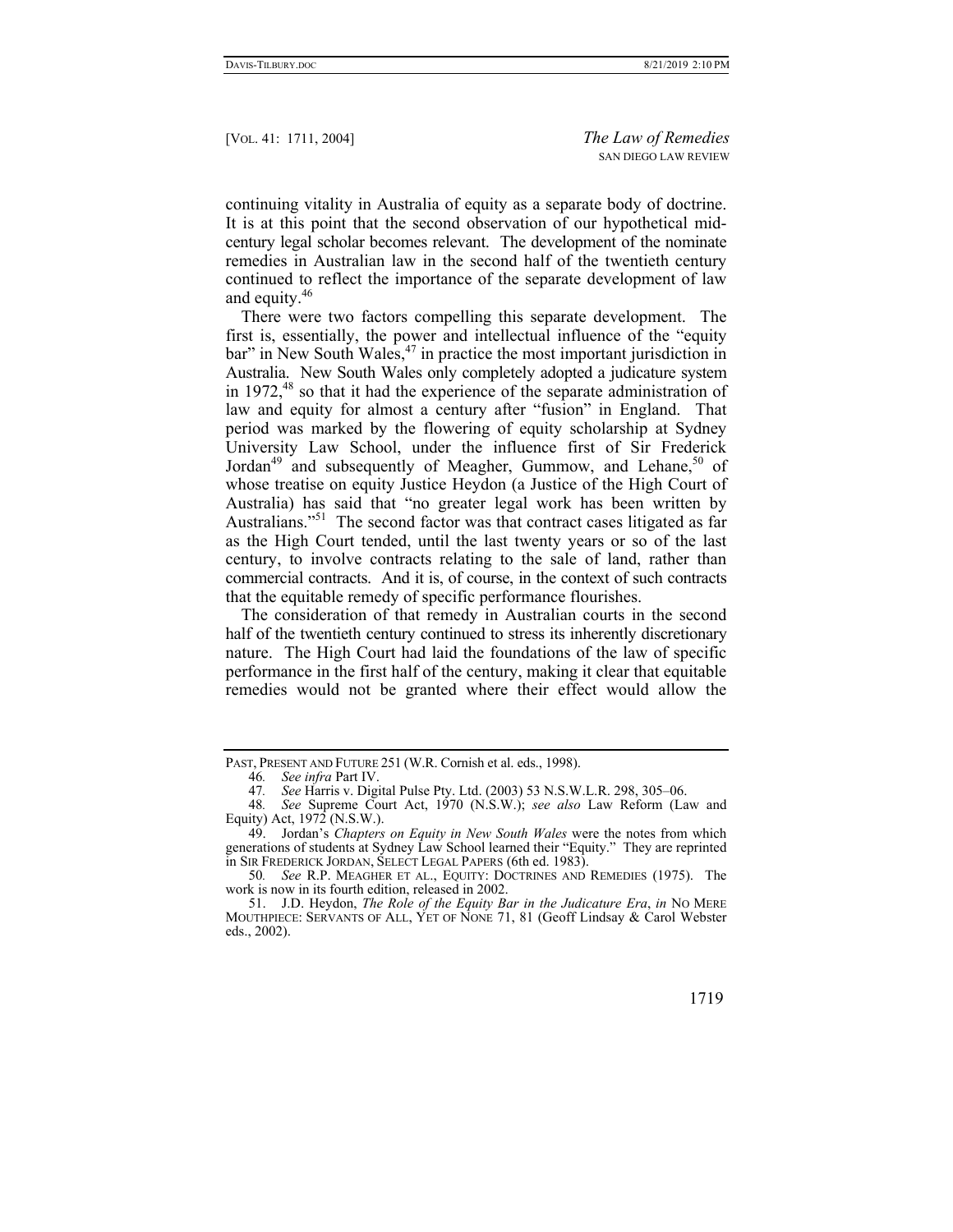continuing vitality in Australia of equity as a separate body of doctrine. It is at this point that the second observation of our hypothetical mid-century legal scholar becomes relevant. The development of the nominate remedies in Australian law in the second half of the twentieth century continued to reflect the importance of the separate development of law and equity.[46]

There were two factors compelling this separate development. The first is, essentially, the power and intellectual influence of the "equity bar" in New South Wales,[47] in practice the most important jurisdiction in Australia. New South Wales only completely adopted a judicature system in 1972,[48] so that it had the experience of the separate administration of law and equity for almost a century after "fusion" in England. That period was marked by the flowering of equity scholarship at Sydney University Law School, under the influence first of Sir Frederick Jordan[49] and subsequently of Meagher, Gummow, and Lehane,[50] of whose treatise on equity Justice Heydon (a Justice of the High Court of Australia) has said that "no greater legal work has been written by Australians."[51] The second factor was that contract cases litigated as far as the High Court tended, until the last twenty years or so of the last century, to involve contracts relating to the sale of land, rather than commercial contracts. And it is, of course, in the context of such contracts that the equitable remedy of specific performance flourishes.

The consideration of that remedy in Australian courts in the second half of the twentieth century continued to stress its inherently discretionary nature. The High Court had laid the foundations of the law of specific performance in the first half of the century, making it clear that equitable remedies would not be granted where their effect would allow the

---

PAST, PRESENT AND FUTURE 251 (W.R. Cornish et al. eds., 1998).

46. *See infra* Part IV.

47. *See* Harris v. Digital Pulse Pty. Ltd. (2003) 53 N.S.W.L.R. 298, 305–06.

48. *See* Supreme Court Act, 1970 (N.S.W.); *see also* Law Reform (Law and Equity) Act, 1972 (N.S.W.).

49. Jordan's *Chapters on Equity in New South Wales* were the notes from which generations of students at Sydney Law School learned their "Equity." They are reprinted in SIR FREDERICK JORDAN, SELECT LEGAL PAPERS (6th ed. 1983).

50. *See* R.P. MEAGHER ET AL., EQUITY: DOCTRINES AND REMEDIES (1975). The work is now in its fourth edition, released in 2002.

51. J.D. Heydon, *The Role of the Equity Bar in the Judicature Era*, *in* NO MERE MOUTHPIECE: SERVANTS OF ALL, YET OF NONE 71, 81 (Geoff Lindsay & Carol Webster eds., 2002).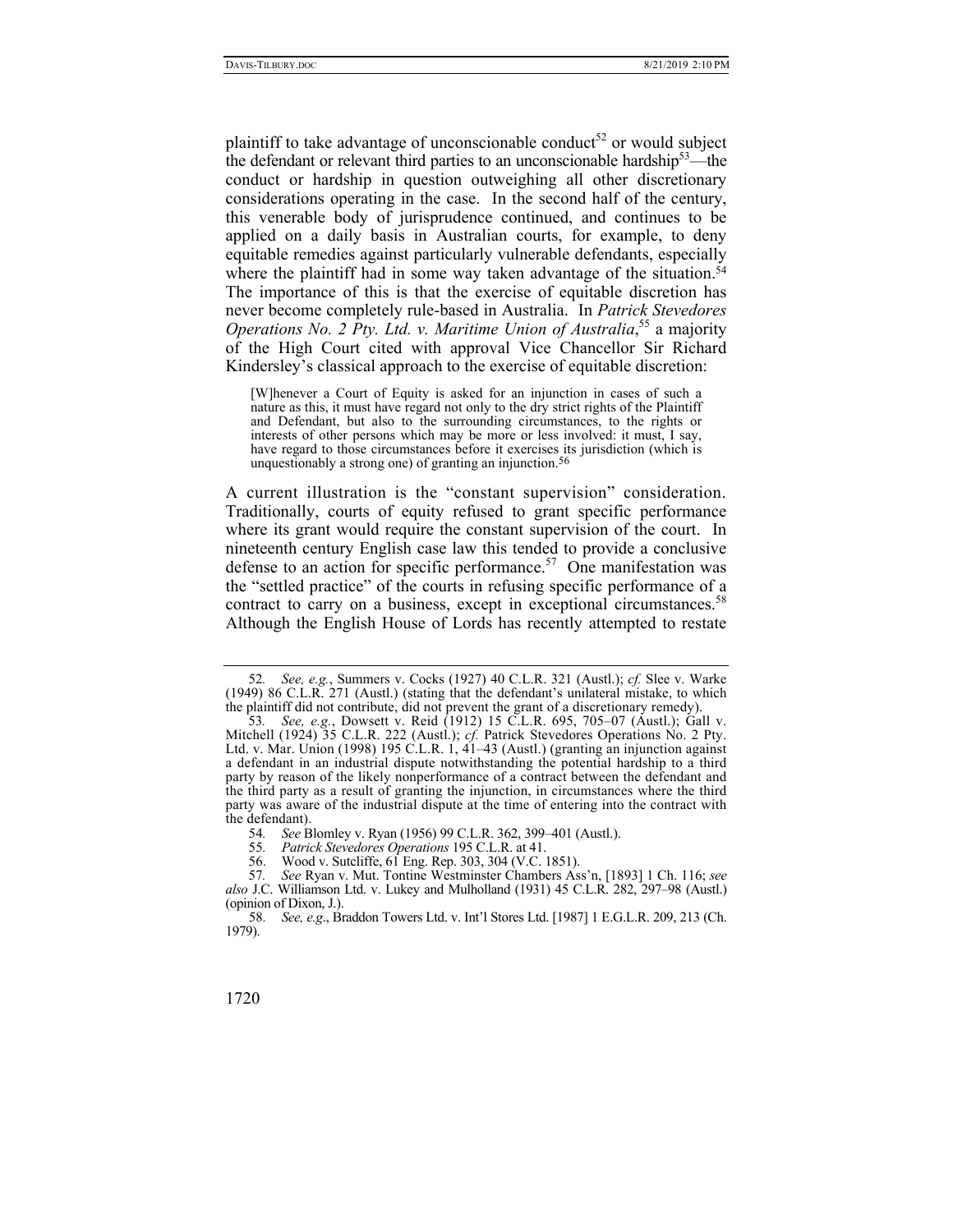plaintiff to take advantage of unconscionable conduct[52] or would subject the defendant or relevant third parties to an unconscionable hardship[53]—the conduct or hardship in question outweighing all other discretionary considerations operating in the case. In the second half of the century, this venerable body of jurisprudence continued, and continues to be applied on a daily basis in Australian courts, for example, to deny equitable remedies against particularly vulnerable defendants, especially where the plaintiff had in some way taken advantage of the situation.[54] The importance of this is that the exercise of equitable discretion has never become completely rule-based in Australia. In *Patrick Stevedores Operations No. 2 Pty. Ltd. v. Maritime Union of Australia*,[55] a majority of the High Court cited with approval Vice Chancellor Sir Richard Kindersley's classical approach to the exercise of equitable discretion:

> [W]henever a Court of Equity is asked for an injunction in cases of such a nature as this, it must have regard not only to the dry strict rights of the Plaintiff and Defendant, but also to the surrounding circumstances, to the rights or interests of other persons which may be more or less involved: it must, I say, have regard to those circumstances before it exercises its jurisdiction (which is unquestionably a strong one) of granting an injunction.[56]

A current illustration is the "constant supervision" consideration. Traditionally, courts of equity refused to grant specific performance where its grant would require the constant supervision of the court. In nineteenth century English case law this tended to provide a conclusive defense to an action for specific performance.[57] One manifestation was the "settled practice" of the courts in refusing specific performance of a contract to carry on a business, except in exceptional circumstances.[58] Although the English House of Lords has recently attempted to restate

---

52. *See, e.g.*, Summers v. Cocks (1927) 40 C.L.R. 321 (Austl.); *cf.* Slee v. Warke (1949) 86 C.L.R. 271 (Austl.) (stating that the defendant's unilateral mistake, to which the plaintiff did not contribute, did not prevent the grant of a discretionary remedy).

53. *See, e.g.*, Dowsett v. Reid (1912) 15 C.L.R. 695, 705–07 (Austl.); Gall v. Mitchell (1924) 35 C.L.R. 222 (Austl.); *cf.* Patrick Stevedores Operations No. 2 Pty. Ltd. v. Mar. Union (1998) 195 C.L.R. 1, 41–43 (Austl.) (granting an injunction against a defendant in an industrial dispute notwithstanding the potential hardship to a third party by reason of the likely nonperformance of a contract between the defendant and the third party as a result of granting the injunction, in circumstances where the third party was aware of the industrial dispute at the time of entering into the contract with the defendant).

54. *See* Blomley v. Ryan (1956) 99 C.L.R. 362, 399–401 (Austl.).

55. *Patrick Stevedores Operations* 195 C.L.R. at 41.

56. Wood v. Sutcliffe, 61 Eng. Rep. 303, 304 (V.C. 1851).

57. *See* Ryan v. Mut. Tontine Westminster Chambers Ass'n, [1893] 1 Ch. 116; *see also* J.C. Williamson Ltd. v. Lukey and Mulholland (1931) 45 C.L.R. 282, 297–98 (Austl.) (opinion of Dixon, J.).

58. *See, e.g.*, Braddon Towers Ltd. v. Int'l Stores Ltd. [1987] 1 E.G.L.R. 209, 213 (Ch. 1979).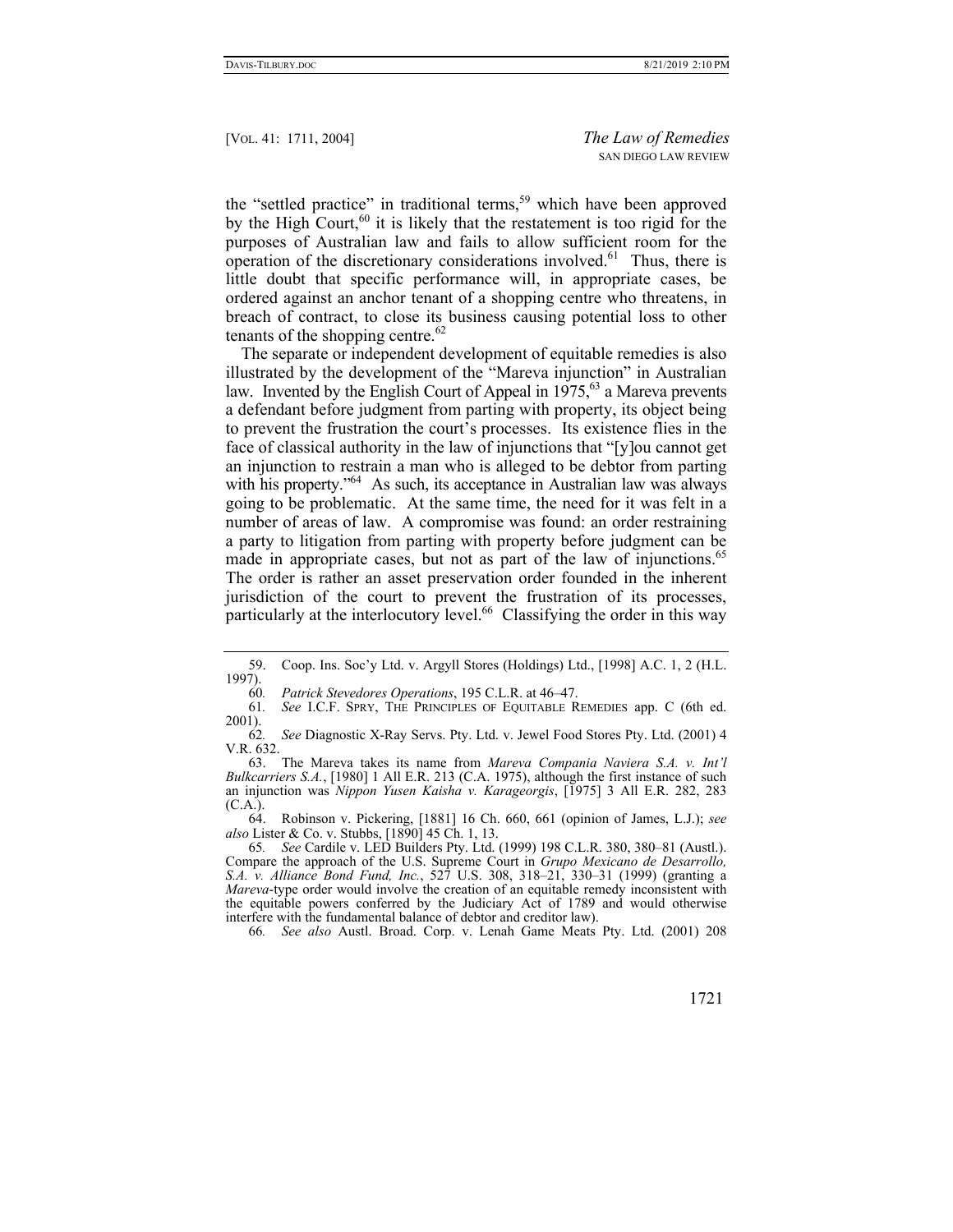the "settled practice" in traditional terms,[59] which have been approved by the High Court,[60] it is likely that the restatement is too rigid for the purposes of Australian law and fails to allow sufficient room for the operation of the discretionary considerations involved.[61] Thus, there is little doubt that specific performance will, in appropriate cases, be ordered against an anchor tenant of a shopping centre who threatens, in breach of contract, to close its business causing potential loss to other tenants of the shopping centre.[62]

The separate or independent development of equitable remedies is also illustrated by the development of the "Mareva injunction" in Australian law. Invented by the English Court of Appeal in 1975,[63] a Mareva prevents a defendant before judgment from parting with property, its object being to prevent the frustration the court's processes. Its existence flies in the face of classical authority in the law of injunctions that "[y]ou cannot get an injunction to restrain a man who is alleged to be debtor from parting with his property."[64] As such, its acceptance in Australian law was always going to be problematic. At the same time, the need for it was felt in a number of areas of law. A compromise was found: an order restraining a party to litigation from parting with property before judgment can be made in appropriate cases, but not as part of the law of injunctions.[65] The order is rather an asset preservation order founded in the inherent jurisdiction of the court to prevent the frustration of its processes, particularly at the interlocutory level.[66] Classifying the order in this way

---

59. Coop. Ins. Soc'y Ltd. v. Argyll Stores (Holdings) Ltd., [1998] A.C. 1, 2 (H.L. 1997).

60. *Patrick Stevedores Operations*, 195 C.L.R. at 46–47.

61. *See* I.C.F. SPRY, THE PRINCIPLES OF EQUITABLE REMEDIES app. C (6th ed. 2001).

62. *See* Diagnostic X-Ray Servs. Pty. Ltd. v. Jewel Food Stores Pty. Ltd. (2001) 4 V.R. 632.

63. The Mareva takes its name from *Mareva Compania Naviera S.A. v. Int'l Bulkcarriers S.A.*, [1980] 1 All E.R. 213 (C.A. 1975), although the first instance of such an injunction was *Nippon Yusen Kaisha v. Karageorgis*, [1975] 3 All E.R. 282, 283 (C.A.).

64. Robinson v. Pickering, [1881] 16 Ch. 660, 661 (opinion of James, L.J.); *see also* Lister & Co. v. Stubbs, [1890] 45 Ch. 1, 13.

65. *See* Cardile v. LED Builders Pty. Ltd. (1999) 198 C.L.R. 380, 380–81 (Austl.). Compare the approach of the U.S. Supreme Court in *Grupo Mexicano de Desarrollo, S.A. v. Alliance Bond Fund, Inc.*, 527 U.S. 308, 318–21, 330–31 (1999) (granting a *Mareva*-type order would involve the creation of an equitable remedy inconsistent with the equitable powers conferred by the Judiciary Act of 1789 and would otherwise interfere with the fundamental balance of debtor and creditor law).

66. *See also* Austl. Broad. Corp. v. Lenah Game Meats Pty. Ltd. (2001) 208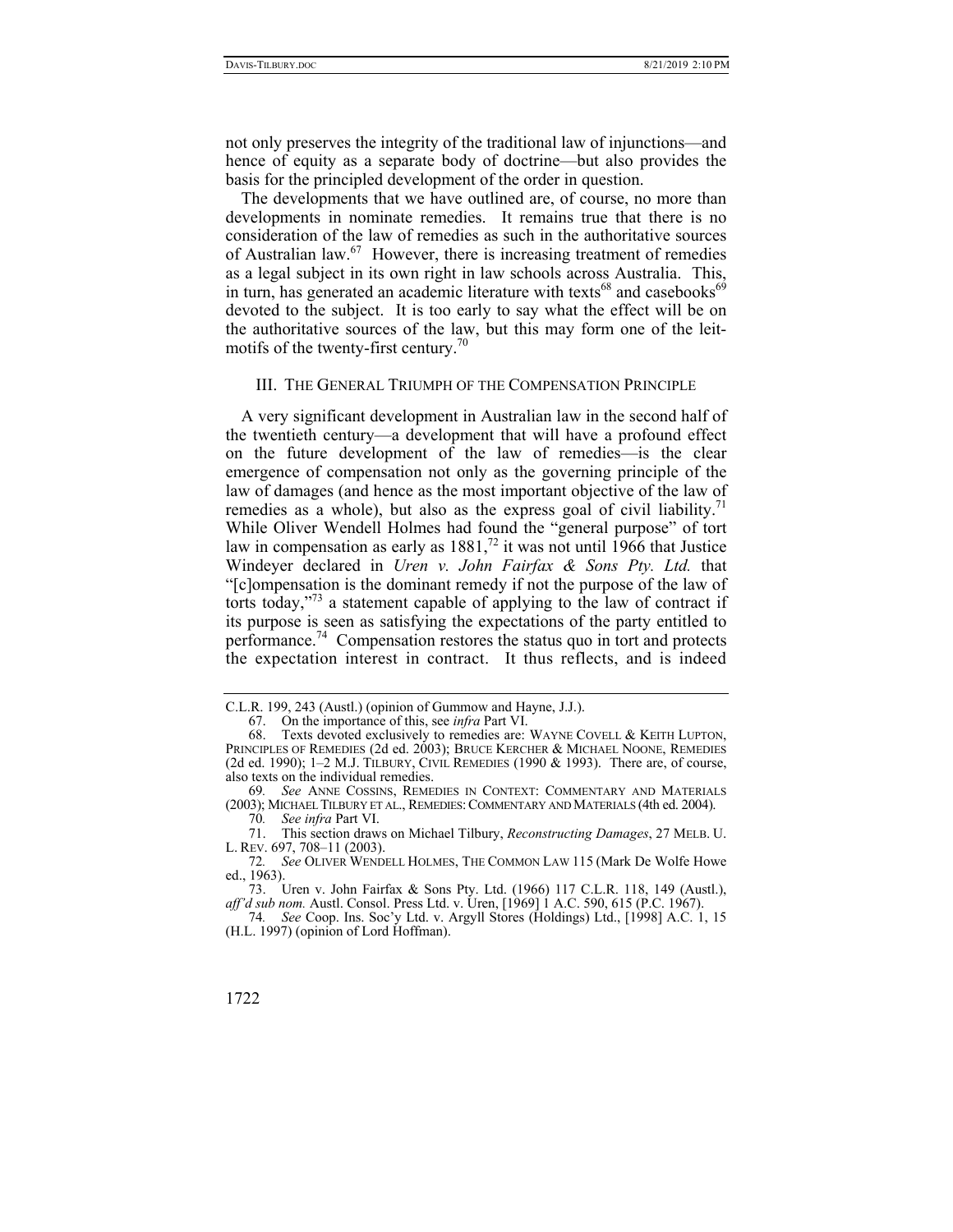not only preserves the integrity of the traditional law of injunctions—and hence of equity as a separate body of doctrine—but also provides the basis for the principled development of the order in question.

The developments that we have outlined are, of course, no more than developments in nominate remedies. It remains true that there is no consideration of the law of remedies as such in the authoritative sources of Australian law.[67] However, there is increasing treatment of remedies as a legal subject in its own right in law schools across Australia. This, in turn, has generated an academic literature with texts[68] and casebooks[69] devoted to the subject. It is too early to say what the effect will be on the authoritative sources of the law, but this may form one of the leit-motifs of the twenty-first century.[70]

## III. The General Triumph of the Compensation Principle

A very significant development in Australian law in the second half of the twentieth century—a development that will have a profound effect on the future development of the law of remedies—is the clear emergence of compensation not only as the governing principle of the law of damages (and hence as the most important objective of the law of remedies as a whole), but also as the express goal of civil liability.[71] While Oliver Wendell Holmes had found the "general purpose" of tort law in compensation as early as 1881,[72] it was not until 1966 that Justice Windeyer declared in *Uren v. John Fairfax & Sons Pty. Ltd.* that "[c]ompensation is the dominant remedy if not the purpose of the law of torts today,"[73] a statement capable of applying to the law of contract if its purpose is seen as satisfying the expectations of the party entitled to performance.[74] Compensation restores the status quo in tort and protects the expectation interest in contract. It thus reflects, and is indeed

---

C.L.R. 199, 243 (Austl.) (opinion of Gummow and Hayne, J.J.).

67. On the importance of this, see *infra* Part VI.

68. Texts devoted exclusively to remedies are: Wayne Covell & Keith Lupton, Principles of Remedies (2d ed. 2003); Bruce Kercher & Michael Noone, Remedies (2d ed. 1990); 1–2 M.J. Tilbury, Civil Remedies (1990 & 1993). There are, of course, also texts on the individual remedies.

69. *See* Anne Cossins, Remedies in Context: Commentary and Materials (2003); Michael Tilbury et al., Remedies: Commentary and Materials (4th ed. 2004).

70. *See infra* Part VI.

71. This section draws on Michael Tilbury, *Reconstructing Damages*, 27 Melb. U. L. Rev. 697, 708–11 (2003).

72. *See* Oliver Wendell Holmes, The Common Law 115 (Mark De Wolfe Howe ed., 1963).

73. Uren v. John Fairfax & Sons Pty. Ltd. (1966) 117 C.L.R. 118, 149 (Austl.), *aff'd sub nom.* Austl. Consol. Press Ltd. v. Uren, [1969] 1 A.C. 590, 615 (P.C. 1967).

74. *See* Coop. Ins. Soc'y Ltd. v. Argyll Stores (Holdings) Ltd., [1998] A.C. 1, 15 (H.L. 1997) (opinion of Lord Hoffman).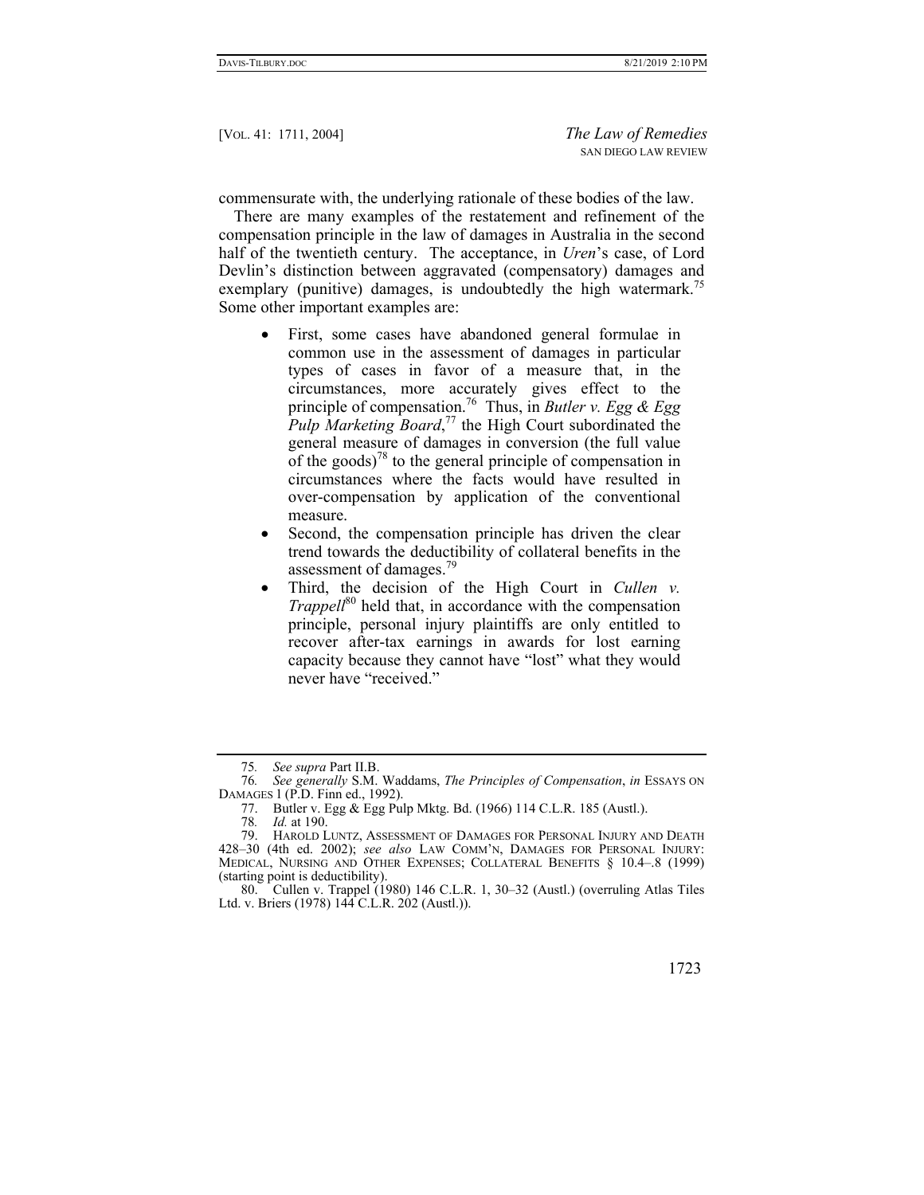commensurate with, the underlying rationale of these bodies of the law.

There are many examples of the restatement and refinement of the compensation principle in the law of damages in Australia in the second half of the twentieth century. The acceptance, in *Uren*'s case, of Lord Devlin's distinction between aggravated (compensatory) damages and exemplary (punitive) damages, is undoubtedly the high watermark.[75] Some other important examples are:

- First, some cases have abandoned general formulae in common use in the assessment of damages in particular types of cases in favor of a measure that, in the circumstances, more accurately gives effect to the principle of compensation.[76] Thus, in *Butler v. Egg & Egg Pulp Marketing Board*,[77] the High Court subordinated the general measure of damages in conversion (the full value of the goods)[78] to the general principle of compensation in circumstances where the facts would have resulted in over-compensation by application of the conventional measure.
- Second, the compensation principle has driven the clear trend towards the deductibility of collateral benefits in the assessment of damages.[79]
- Third, the decision of the High Court in *Cullen v. Trappell*[80] held that, in accordance with the compensation principle, personal injury plaintiffs are only entitled to recover after-tax earnings in awards for lost earning capacity because they cannot have "lost" what they would never have "received."

---

75. *See supra* Part II.B.

76. *See generally* S.M. Waddams, *The Principles of Compensation*, *in* ESSAYS ON DAMAGES 1 (P.D. Finn ed., 1992).

77. Butler v. Egg & Egg Pulp Mktg. Bd. (1966) 114 C.L.R. 185 (Austl.).

78. *Id.* at 190.

79. HAROLD LUNTZ, ASSESSMENT OF DAMAGES FOR PERSONAL INJURY AND DEATH 428–30 (4th ed. 2002); *see also* LAW COMM'N, DAMAGES FOR PERSONAL INJURY: MEDICAL, NURSING AND OTHER EXPENSES; COLLATERAL BENEFITS § 10.4–.8 (1999) (starting point is deductibility).

80. Cullen v. Trappel (1980) 146 C.L.R. 1, 30–32 (Austl.) (overruling Atlas Tiles Ltd. v. Briers (1978) 144 C.L.R. 202 (Austl.)).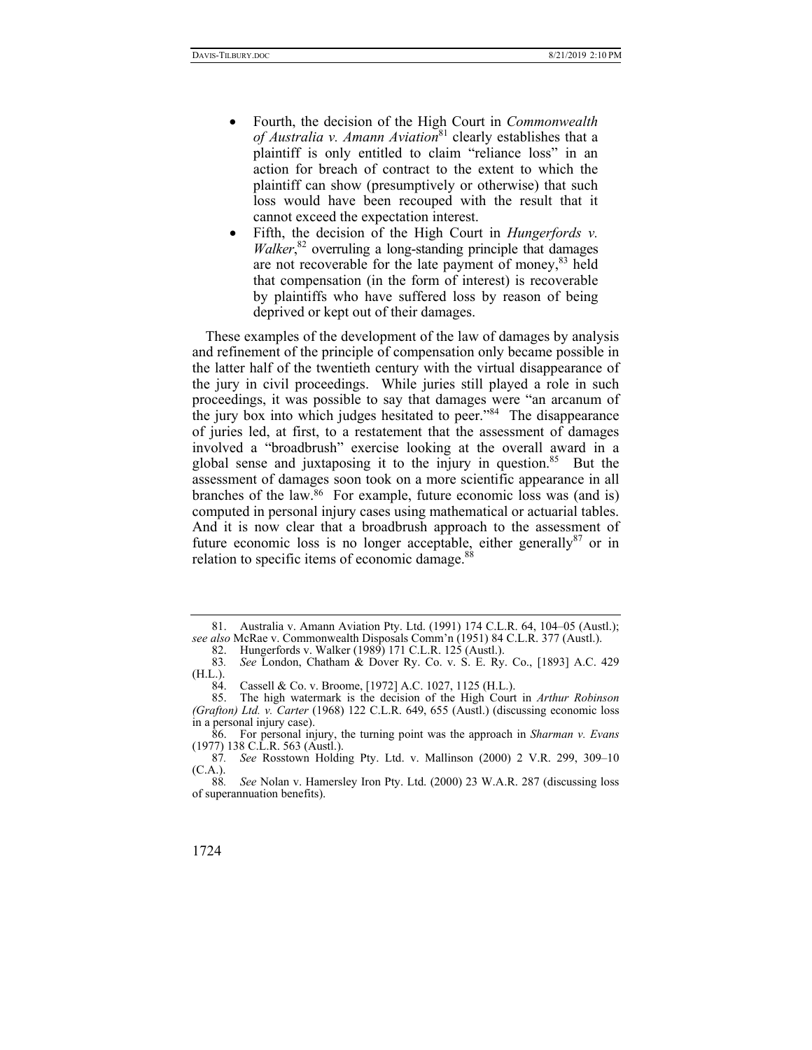- Fourth, the decision of the High Court in *Commonwealth of Australia v. Amann Aviation*[81] clearly establishes that a plaintiff is only entitled to claim "reliance loss" in an action for breach of contract to the extent to which the plaintiff can show (presumptively or otherwise) that such loss would have been recouped with the result that it cannot exceed the expectation interest.
- Fifth, the decision of the High Court in *Hungerfords v. Walker*,[82] overruling a long-standing principle that damages are not recoverable for the late payment of money,[83] held that compensation (in the form of interest) is recoverable by plaintiffs who have suffered loss by reason of being deprived or kept out of their damages.

These examples of the development of the law of damages by analysis and refinement of the principle of compensation only became possible in the latter half of the twentieth century with the virtual disappearance of the jury in civil proceedings. While juries still played a role in such proceedings, it was possible to say that damages were "an arcanum of the jury box into which judges hesitated to peer."[84] The disappearance of juries led, at first, to a restatement that the assessment of damages involved a "broadbrush" exercise looking at the overall award in a global sense and juxtaposing it to the injury in question.[85] But the assessment of damages soon took on a more scientific appearance in all branches of the law.[86] For example, future economic loss was (and is) computed in personal injury cases using mathematical or actuarial tables. And it is now clear that a broadbrush approach to the assessment of future economic loss is no longer acceptable, either generally[87] or in relation to specific items of economic damage.[88]

---

81. Australia v. Amann Aviation Pty. Ltd. (1991) 174 C.L.R. 64, 104–05 (Austl.); *see also* McRae v. Commonwealth Disposals Comm'n (1951) 84 C.L.R. 377 (Austl.).

82. Hungerfords v. Walker (1989) 171 C.L.R. 125 (Austl.).

83. *See* London, Chatham & Dover Ry. Co. v. S. E. Ry. Co., [1893] A.C. 429 (H.L.).

84. Cassell & Co. v. Broome, [1972] A.C. 1027, 1125 (H.L.).

85. The high watermark is the decision of the High Court in *Arthur Robinson (Grafton) Ltd. v. Carter* (1968) 122 C.L.R. 649, 655 (Austl.) (discussing economic loss in a personal injury case).

86. For personal injury, the turning point was the approach in *Sharman v. Evans* (1977) 138 C.L.R. 563 (Austl.).

87. *See* Rosstown Holding Pty. Ltd. v. Mallinson (2000) 2 V.R. 299, 309–10 (C.A.).

88. *See* Nolan v. Hamersley Iron Pty. Ltd. (2000) 23 W.A.R. 287 (discussing loss of superannuation benefits).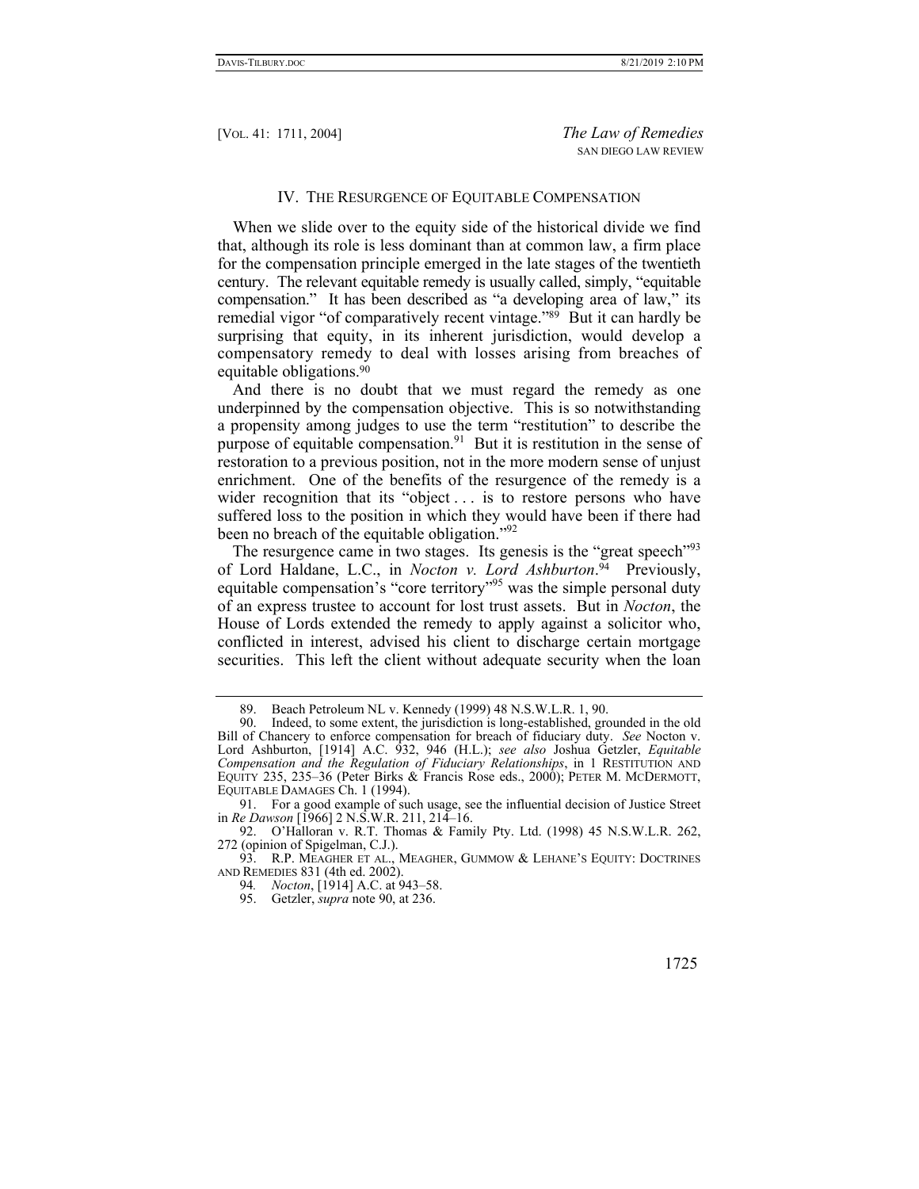## IV. The Resurgence of Equitable Compensation

When we slide over to the equity side of the historical divide we find that, although its role is less dominant than at common law, a firm place for the compensation principle emerged in the late stages of the twentieth century. The relevant equitable remedy is usually called, simply, "equitable compensation." It has been described as "a developing area of law," its remedial vigor "of comparatively recent vintage."[89] But it can hardly be surprising that equity, in its inherent jurisdiction, would develop a compensatory remedy to deal with losses arising from breaches of equitable obligations.[90]

And there is no doubt that we must regard the remedy as one underpinned by the compensation objective. This is so notwithstanding a propensity among judges to use the term "restitution" to describe the purpose of equitable compensation.[91] But it is restitution in the sense of restoration to a previous position, not in the more modern sense of unjust enrichment. One of the benefits of the resurgence of the remedy is a wider recognition that its "object . . . is to restore persons who have suffered loss to the position in which they would have been if there had been no breach of the equitable obligation."[92]

The resurgence came in two stages. Its genesis is the "great speech"[93] of Lord Haldane, L.C., in *Nocton v. Lord Ashburton*.[94] Previously, equitable compensation's "core territory"[95] was the simple personal duty of an express trustee to account for lost trust assets. But in *Nocton*, the House of Lords extended the remedy to apply against a solicitor who, conflicted in interest, advised his client to discharge certain mortgage securities. This left the client without adequate security when the loan

---

89. Beach Petroleum NL v. Kennedy (1999) 48 N.S.W.L.R. 1, 90.

90. Indeed, to some extent, the jurisdiction is long-established, grounded in the old Bill of Chancery to enforce compensation for breach of fiduciary duty. *See* Nocton v. Lord Ashburton, [1914] A.C. 932, 946 (H.L.); *see also* Joshua Getzler, *Equitable Compensation and the Regulation of Fiduciary Relationships*, in 1 RESTITUTION AND EQUITY 235, 235–36 (Peter Birks & Francis Rose eds., 2000); PETER M. MCDERMOTT, EQUITABLE DAMAGES Ch. 1 (1994).

91. For a good example of such usage, see the influential decision of Justice Street in *Re Dawson* [1966] 2 N.S.W.R. 211, 214–16.

92. O'Halloran v. R.T. Thomas & Family Pty. Ltd. (1998) 45 N.S.W.L.R. 262, 272 (opinion of Spigelman, C.J.).

93. R.P. MEAGHER ET AL., MEAGHER, GUMMOW & LEHANE'S EQUITY: DOCTRINES AND REMEDIES 831 (4th ed. 2002).

94. *Nocton*, [1914] A.C. at 943–58.

95. Getzler, *supra* note 90, at 236.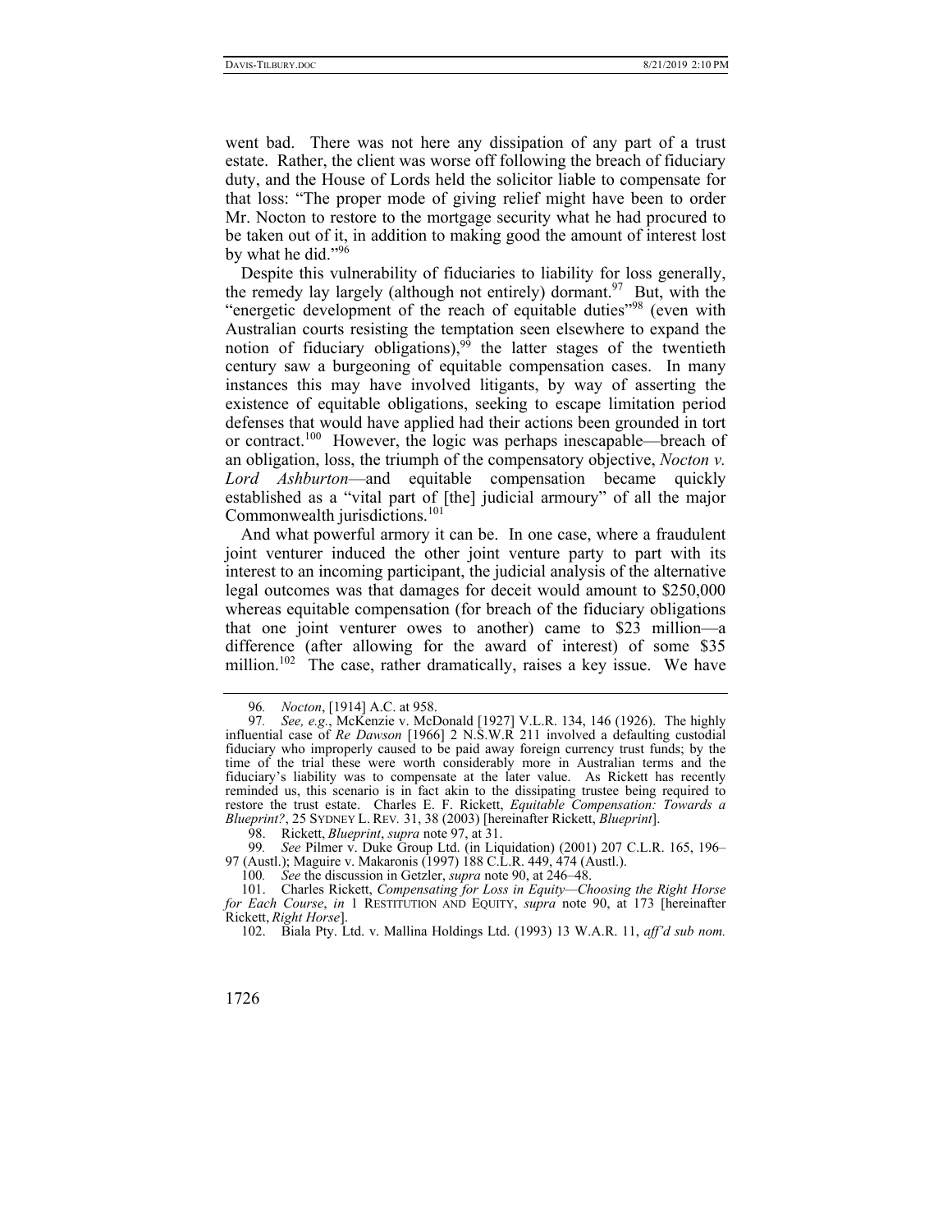went bad. There was not here any dissipation of any part of a trust estate. Rather, the client was worse off following the breach of fiduciary duty, and the House of Lords held the solicitor liable to compensate for that loss: "The proper mode of giving relief might have been to order Mr. Nocton to restore to the mortgage security what he had procured to be taken out of it, in addition to making good the amount of interest lost by what he did."[96]

Despite this vulnerability of fiduciaries to liability for loss generally, the remedy lay largely (although not entirely) dormant.[97] But, with the "energetic development of the reach of equitable duties"[98] (even with Australian courts resisting the temptation seen elsewhere to expand the notion of fiduciary obligations),[99] the latter stages of the twentieth century saw a burgeoning of equitable compensation cases. In many instances this may have involved litigants, by way of asserting the existence of equitable obligations, seeking to escape limitation period defenses that would have applied had their actions been grounded in tort or contract.[100] However, the logic was perhaps inescapable—breach of an obligation, loss, the triumph of the compensatory objective, *Nocton v. Lord Ashburton*—and equitable compensation became quickly established as a "vital part of [the] judicial armoury" of all the major Commonwealth jurisdictions.[101]

And what powerful armory it can be. In one case, where a fraudulent joint venturer induced the other joint venture party to part with its interest to an incoming participant, the judicial analysis of the alternative legal outcomes was that damages for deceit would amount to $250,000 whereas equitable compensation (for breach of the fiduciary obligations that one joint venturer owes to another) came to $23 million—a difference (after allowing for the award of interest) of some $35 million.[102] The case, rather dramatically, raises a key issue. We have

---

96. *Nocton*, [1914] A.C. at 958.

97. *See, e.g.*, McKenzie v. McDonald [1927] V.L.R. 134, 146 (1926). The highly influential case of *Re Dawson* [1966] 2 N.S.W.R 211 involved a defaulting custodial fiduciary who improperly caused to be paid away foreign currency trust funds; by the time of the trial these were worth considerably more in Australian terms and the fiduciary's liability was to compensate at the later value. As Rickett has recently reminded us, this scenario is in fact akin to the dissipating trustee being required to restore the trust estate. Charles E. F. Rickett, *Equitable Compensation: Towards a Blueprint?*, 25 SYDNEY L. REV. 31, 38 (2003) [hereinafter Rickett, *Blueprint*].

98. Rickett, *Blueprint*, *supra* note 97, at 31.

99. *See* Pilmer v. Duke Group Ltd. (in Liquidation) (2001) 207 C.L.R. 165, 196–97 (Austl.); Maguire v. Makaronis (1997) 188 C.L.R. 449, 474 (Austl.).

100. *See* the discussion in Getzler, *supra* note 90, at 246–48.

101. Charles Rickett, *Compensating for Loss in Equity—Choosing the Right Horse for Each Course*, *in* 1 RESTITUTION AND EQUITY, *supra* note 90, at 173 [hereinafter Rickett, *Right Horse*].

102. Biala Pty. Ltd. v. Mallina Holdings Ltd. (1993) 13 W.A.R. 11, *aff'd sub nom.*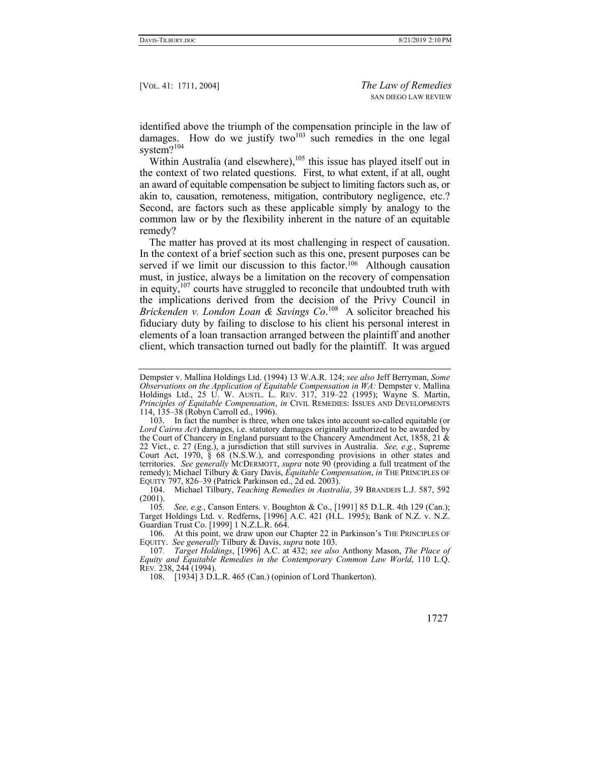identified above the triumph of the compensation principle in the law of damages. How do we justify two[103] such remedies in the one legal system?[104]

Within Australia (and elsewhere),[105] this issue has played itself out in the context of two related questions. First, to what extent, if at all, ought an award of equitable compensation be subject to limiting factors such as, or akin to, causation, remoteness, mitigation, contributory negligence, etc.? Second, are factors such as these applicable simply by analogy to the common law or by the flexibility inherent in the nature of an equitable remedy?

The matter has proved at its most challenging in respect of causation. In the context of a brief section such as this one, present purposes can be served if we limit our discussion to this factor.[106] Although causation must, in justice, always be a limitation on the recovery of compensation in equity,[107] courts have struggled to reconcile that undoubted truth with the implications derived from the decision of the Privy Council in *Brickenden v. London Loan & Savings Co*.[108] A solicitor breached his fiduciary duty by failing to disclose to his client his personal interest in elements of a loan transaction arranged between the plaintiff and another client, which transaction turned out badly for the plaintiff. It was argued

---

Dempster v. Mallina Holdings Ltd. (1994) 13 W.A.R. 124; *see also* Jeff Berryman, *Some Observations on the Application of Equitable Compensation in WA:* Dempster v. Mallina Holdings Ltd., 25 U. W. AUSTL. L. REV. 317, 319–22 (1995); Wayne S. Martin, *Principles of Equitable Compensation*, *in* CIVIL REMEDIES: ISSUES AND DEVELOPMENTS 114, 135–38 (Robyn Carroll ed., 1996).

103. In fact the number is three, when one takes into account so-called equitable (or *Lord Cairns Act*) damages, i.e. statutory damages originally authorized to be awarded by the Court of Chancery in England pursuant to the Chancery Amendment Act, 1858, 21 & 22 Vict., c. 27 (Eng.), a jurisdiction that still survives in Australia. *See, e.g.*, Supreme Court Act, 1970, § 68 (N.S.W.), and corresponding provisions in other states and territories. *See generally* MCDERMOTT, *supra* note 90 (providing a full treatment of the remedy); Michael Tilbury & Gary Davis, *Equitable Compensation*, *in* THE PRINCIPLES OF EQUITY 797, 826–39 (Patrick Parkinson ed., 2d ed. 2003).

104. Michael Tilbury, *Teaching Remedies in Australia*, 39 BRANDEIS L.J. 587, 592 (2001).

105. *See, e.g.*, Canson Enters. v. Boughton & Co., [1991] 85 D.L.R. 4th 129 (Can.); Target Holdings Ltd. v. Redferns, [1996] A.C. 421 (H.L. 1995); Bank of N.Z. v. N.Z. Guardian Trust Co. [1999] 1 N.Z.L.R. 664.

106. At this point, we draw upon our Chapter 22 in Parkinson's THE PRINCIPLES OF EQUITY. *See generally* Tilbury & Davis, *supra* note 103.

107. *Target Holdings*, [1996] A.C. at 432; *see also* Anthony Mason, *The Place of Equity and Equitable Remedies in the Contemporary Common Law World*, 110 L.Q. REV. 238, 244 (1994).

108. [1934] 3 D.L.R. 465 (Can.) (opinion of Lord Thankerton).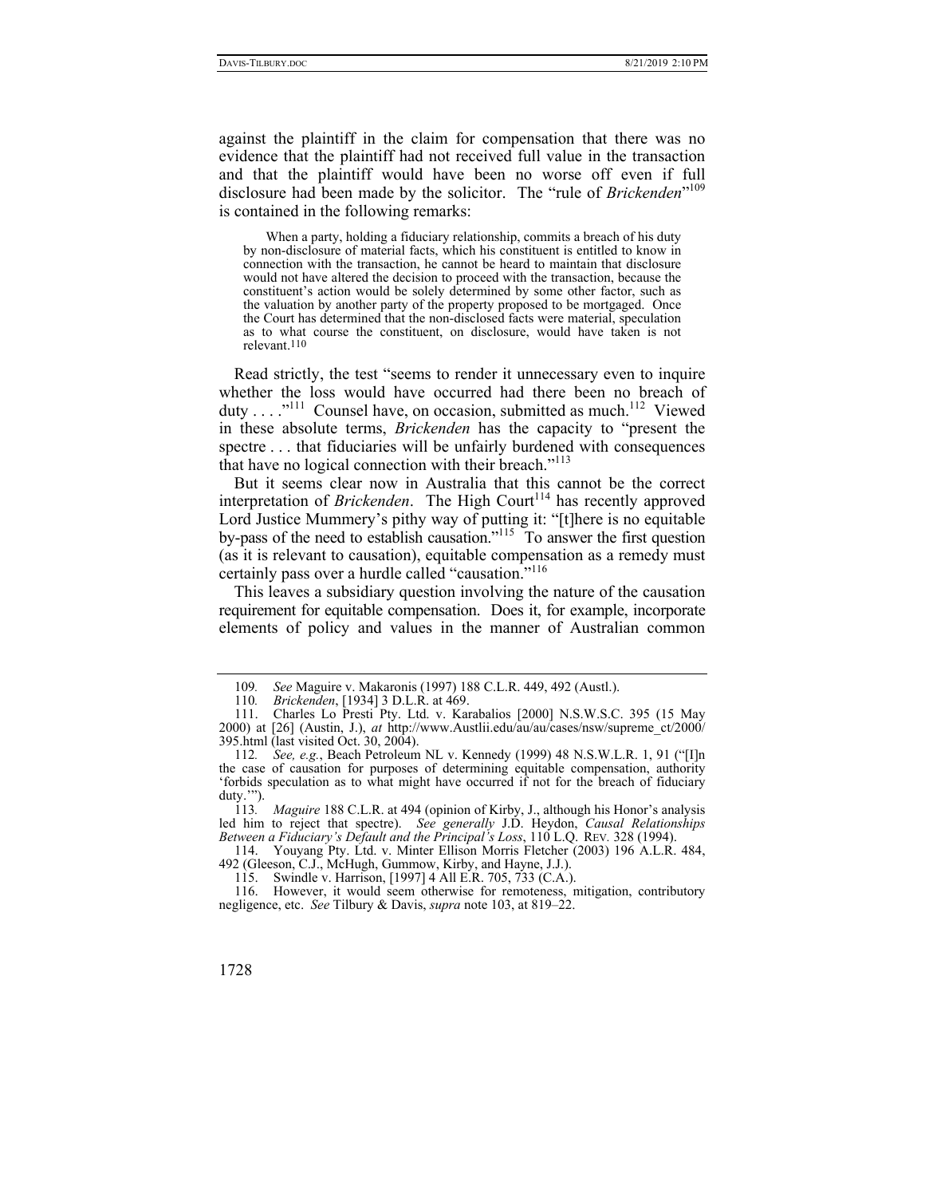against the plaintiff in the claim for compensation that there was no evidence that the plaintiff had not received full value in the transaction and that the plaintiff would have been no worse off even if full disclosure had been made by the solicitor. The "rule of *Brickenden*"[109] is contained in the following remarks:

> When a party, holding a fiduciary relationship, commits a breach of his duty by non-disclosure of material facts, which his constituent is entitled to know in connection with the transaction, he cannot be heard to maintain that disclosure would not have altered the decision to proceed with the transaction, because the constituent's action would be solely determined by some other factor, such as the valuation by another party of the property proposed to be mortgaged. Once the Court has determined that the non-disclosed facts were material, speculation as to what course the constituent, on disclosure, would have taken is not relevant.[110]

Read strictly, the test "seems to render it unnecessary even to inquire whether the loss would have occurred had there been no breach of duty . . . ."[111] Counsel have, on occasion, submitted as much.[112] Viewed in these absolute terms, *Brickenden* has the capacity to "present the spectre . . . that fiduciaries will be unfairly burdened with consequences that have no logical connection with their breach."[113]

But it seems clear now in Australia that this cannot be the correct interpretation of *Brickenden*. The High Court[114] has recently approved Lord Justice Mummery's pithy way of putting it: "[t]here is no equitable by-pass of the need to establish causation."[115] To answer the first question (as it is relevant to causation), equitable compensation as a remedy must certainly pass over a hurdle called "causation."[116]

This leaves a subsidiary question involving the nature of the causation requirement for equitable compensation. Does it, for example, incorporate elements of policy and values in the manner of Australian common

---

109. *See* Maguire v. Makaronis (1997) 188 C.L.R. 449, 492 (Austl.).

110. *Brickenden*, [1934] 3 D.L.R. at 469.

111. Charles Lo Presti Pty. Ltd. v. Karabalios [2000] N.S.W.S.C. 395 (15 May 2000) at [26] (Austin, J.), *at* http://www.Austlii.edu/au/au/cases/nsw/supreme_ct/2000/395.html (last visited Oct. 30, 2004).

112. *See, e.g.*, Beach Petroleum NL v. Kennedy (1999) 48 N.S.W.L.R. 1, 91 ("[I]n the case of causation for purposes of determining equitable compensation, authority 'forbids speculation as to what might have occurred if not for the breach of fiduciary duty.'").

113. *Maguire* 188 C.L.R. at 494 (opinion of Kirby, J., although his Honor's analysis led him to reject that spectre). *See generally* J.D. Heydon, *Causal Relationships Between a Fiduciary's Default and the Principal's Loss*, 110 L.Q. REV. 328 (1994).

114. Youyang Pty. Ltd. v. Minter Ellison Morris Fletcher (2003) 196 A.L.R. 484, 492 (Gleeson, C.J., McHugh, Gummow, Kirby, and Hayne, J.J.).

115. Swindle v. Harrison, [1997] 4 All E.R. 705, 733 (C.A.).

116. However, it would seem otherwise for remoteness, mitigation, contributory negligence, etc. *See* Tilbury & Davis, *supra* note 103, at 819–22.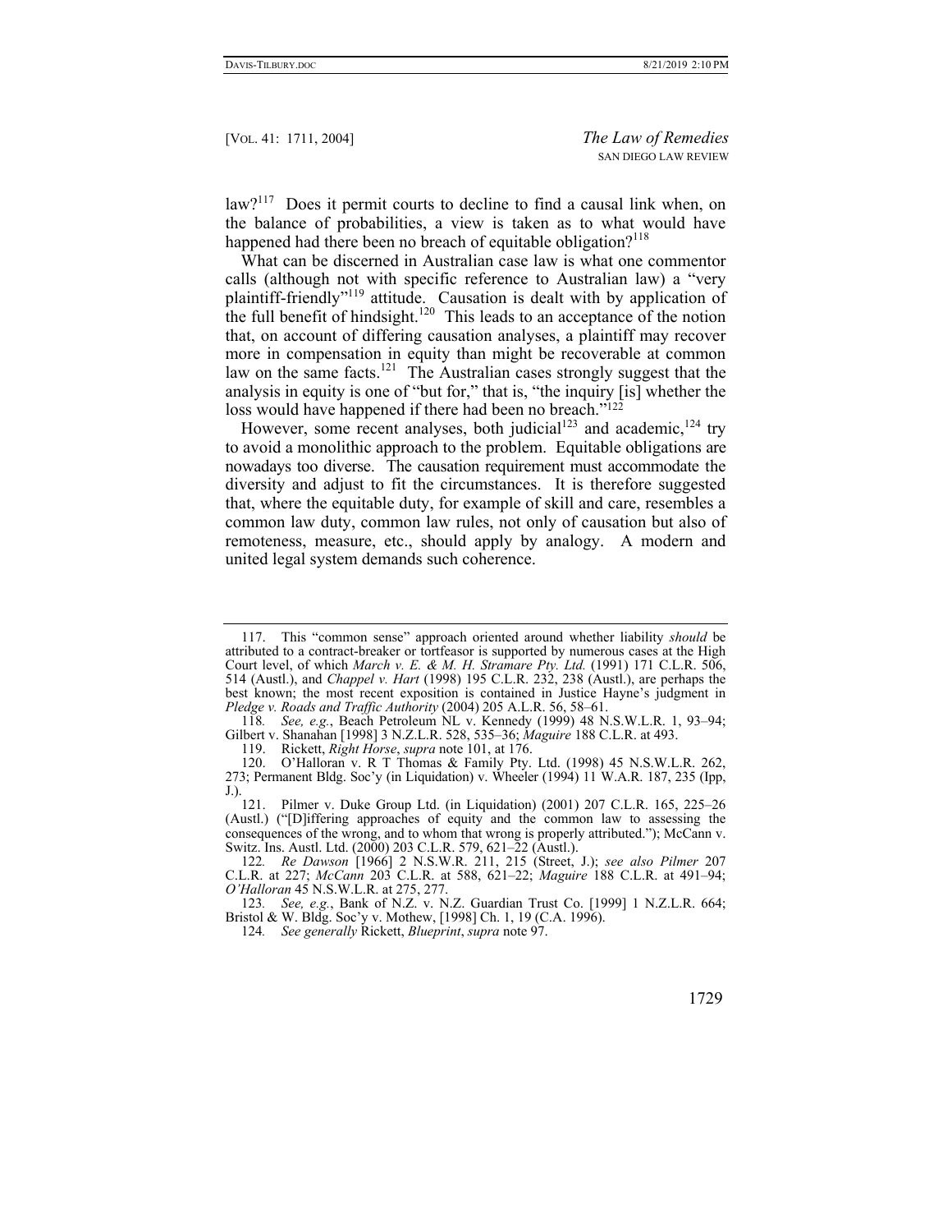law?[117] Does it permit courts to decline to find a causal link when, on the balance of probabilities, a view is taken as to what would have happened had there been no breach of equitable obligation?[118]

What can be discerned in Australian case law is what one commentor calls (although not with specific reference to Australian law) a "very plaintiff-friendly"[119] attitude. Causation is dealt with by application of the full benefit of hindsight.[120] This leads to an acceptance of the notion that, on account of differing causation analyses, a plaintiff may recover more in compensation in equity than might be recoverable at common law on the same facts.[121] The Australian cases strongly suggest that the analysis in equity is one of "but for," that is, "the inquiry [is] whether the loss would have happened if there had been no breach."[122]

However, some recent analyses, both judicial[123] and academic,[124] try to avoid a monolithic approach to the problem. Equitable obligations are nowadays too diverse. The causation requirement must accommodate the diversity and adjust to fit the circumstances. It is therefore suggested that, where the equitable duty, for example of skill and care, resembles a common law duty, common law rules, not only of causation but also of remoteness, measure, etc., should apply by analogy. A modern and united legal system demands such coherence.

---

117. This "common sense" approach oriented around whether liability *should* be attributed to a contract-breaker or tortfeasor is supported by numerous cases at the High Court level, of which *March v. E. & M. H. Stramare Pty. Ltd.* (1991) 171 C.L.R. 506, 514 (Austl.), and *Chappel v. Hart* (1998) 195 C.L.R. 232, 238 (Austl.), are perhaps the best known; the most recent exposition is contained in Justice Hayne's judgment in *Pledge v. Roads and Traffic Authority* (2004) 205 A.L.R. 56, 58–61.

118. *See, e.g.*, Beach Petroleum NL v. Kennedy (1999) 48 N.S.W.L.R. 1, 93–94; Gilbert v. Shanahan [1998] 3 N.Z.L.R. 528, 535–36; *Maguire* 188 C.L.R. at 493.

119. Rickett, *Right Horse*, *supra* note 101, at 176.

120. O'Halloran v. R T Thomas & Family Pty. Ltd. (1998) 45 N.S.W.L.R. 262, 273; Permanent Bldg. Soc'y (in Liquidation) v. Wheeler (1994) 11 W.A.R. 187, 235 (Ipp, J.).

121. Pilmer v. Duke Group Ltd. (in Liquidation) (2001) 207 C.L.R. 165, 225–26 (Austl.) ("[D]iffering approaches of equity and the common law to assessing the consequences of the wrong, and to whom that wrong is properly attributed."); McCann v. Switz. Ins. Austl. Ltd. (2000) 203 C.L.R. 579, 621–22 (Austl.).

122. *Re Dawson* [1966] 2 N.S.W.R. 211, 215 (Street, J.); *see also Pilmer* 207 C.L.R. at 227; *McCann* 203 C.L.R. at 588, 621–22; *Maguire* 188 C.L.R. at 491–94; *O'Halloran* 45 N.S.W.L.R. at 275, 277.

123. *See, e.g.*, Bank of N.Z. v. N.Z. Guardian Trust Co. [1999] 1 N.Z.L.R. 664; Bristol & W. Bldg. Soc'y v. Mothew, [1998] Ch. 1, 19 (C.A. 1996).

124. *See generally* Rickett, *Blueprint*, *supra* note 97.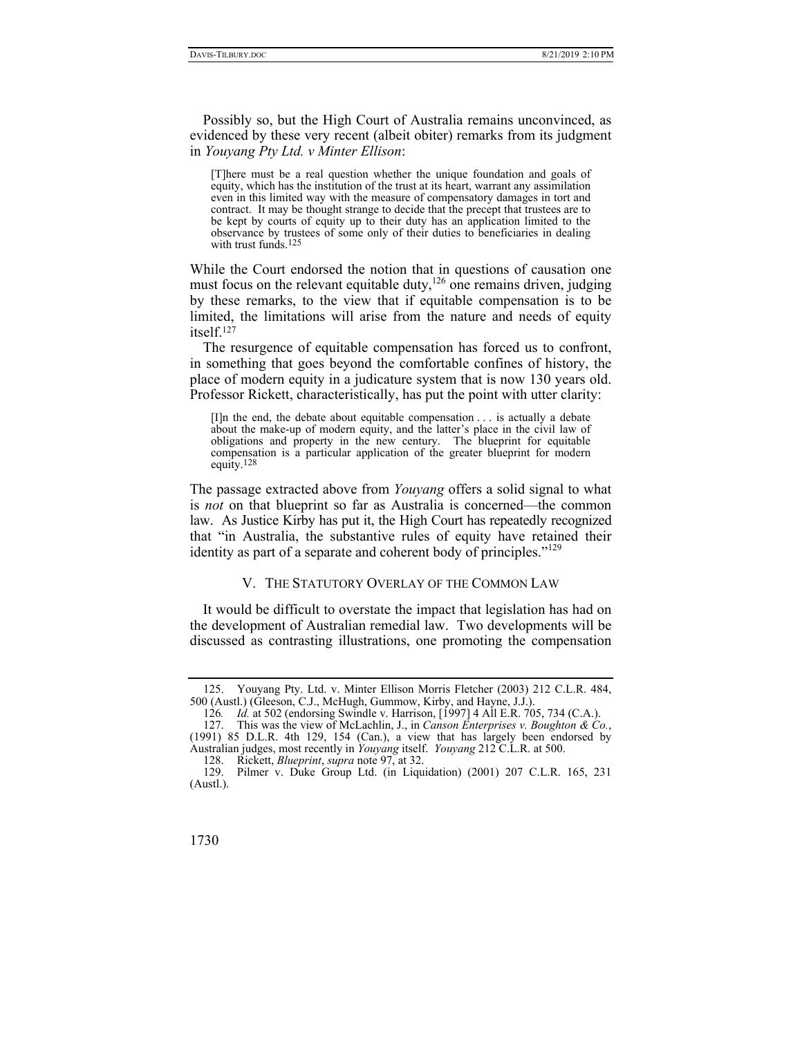Possibly so, but the High Court of Australia remains unconvinced, as evidenced by these very recent (albeit obiter) remarks from its judgment in *Youyang Pty Ltd. v Minter Ellison*:

> [T]here must be a real question whether the unique foundation and goals of equity, which has the institution of the trust at its heart, warrant any assimilation even in this limited way with the measure of compensatory damages in tort and contract. It may be thought strange to decide that the precept that trustees are to be kept by courts of equity up to their duty has an application limited to the observance by trustees of some only of their duties to beneficiaries in dealing with trust funds.[125]

While the Court endorsed the notion that in questions of causation one must focus on the relevant equitable duty,[126] one remains driven, judging by these remarks, to the view that if equitable compensation is to be limited, the limitations will arise from the nature and needs of equity itself.[127]

The resurgence of equitable compensation has forced us to confront, in something that goes beyond the comfortable confines of history, the place of modern equity in a judicature system that is now 130 years old. Professor Rickett, characteristically, has put the point with utter clarity:

> [I]n the end, the debate about equitable compensation . . . is actually a debate about the make-up of modern equity, and the latter's place in the civil law of obligations and property in the new century. The blueprint for equitable compensation is a particular application of the greater blueprint for modern equity.[128]

The passage extracted above from *Youyang* offers a solid signal to what is *not* on that blueprint so far as Australia is concerned—the common law. As Justice Kirby has put it, the High Court has repeatedly recognized that "in Australia, the substantive rules of equity have retained their identity as part of a separate and coherent body of principles."[129]

## V. THE STATUTORY OVERLAY OF THE COMMON LAW

It would be difficult to overstate the impact that legislation has had on the development of Australian remedial law. Two developments will be discussed as contrasting illustrations, one promoting the compensation

---

125. Youyang Pty. Ltd. v. Minter Ellison Morris Fletcher (2003) 212 C.L.R. 484, 500 (Austl.) (Gleeson, C.J., McHugh, Gummow, Kirby, and Hayne, J.J.).

126. *Id.* at 502 (endorsing Swindle v. Harrison, [1997] 4 All E.R. 705, 734 (C.A.).

127. This was the view of McLachlin, J., in *Canson Enterprises v. Boughton & Co.*, (1991) 85 D.L.R. 4th 129, 154 (Can.), a view that has largely been endorsed by Australian judges, most recently in *Youyang* itself. *Youyang* 212 C.L.R. at 500.

128. Rickett, *Blueprint*, *supra* note 97, at 32.

129. Pilmer v. Duke Group Ltd. (in Liquidation) (2001) 207 C.L.R. 165, 231 (Austl.).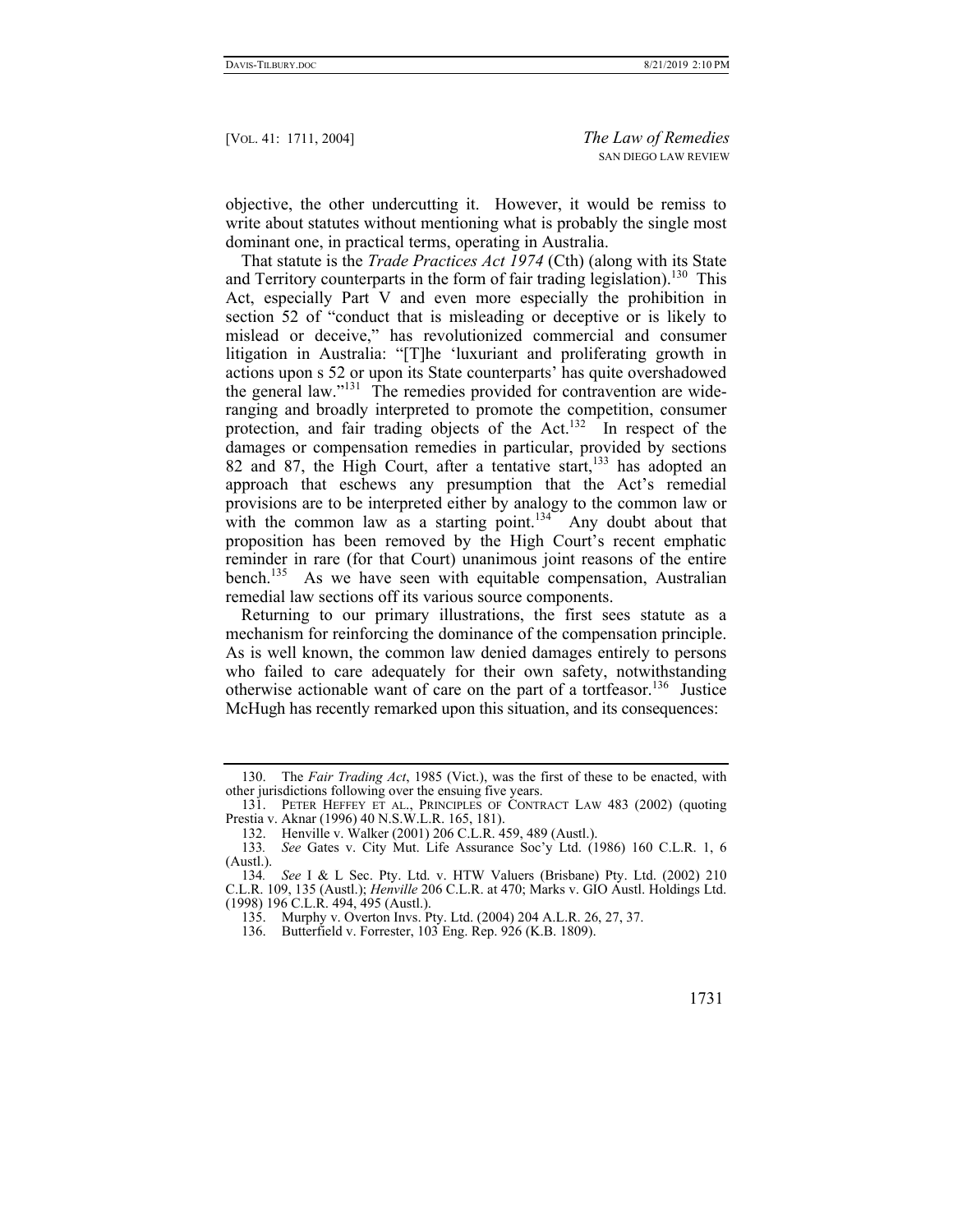objective, the other undercutting it. However, it would be remiss to write about statutes without mentioning what is probably the single most dominant one, in practical terms, operating in Australia.

That statute is the *Trade Practices Act 1974* (Cth) (along with its State and Territory counterparts in the form of fair trading legislation).[130] This Act, especially Part V and even more especially the prohibition in section 52 of "conduct that is misleading or deceptive or is likely to mislead or deceive," has revolutionized commercial and consumer litigation in Australia: "[T]he 'luxuriant and proliferating growth in actions upon s 52 or upon its State counterparts' has quite overshadowed the general law."[131] The remedies provided for contravention are wide-ranging and broadly interpreted to promote the competition, consumer protection, and fair trading objects of the Act.[132] In respect of the damages or compensation remedies in particular, provided by sections 82 and 87, the High Court, after a tentative start,[133] has adopted an approach that eschews any presumption that the Act's remedial provisions are to be interpreted either by analogy to the common law or with the common law as a starting point.[134] Any doubt about that proposition has been removed by the High Court's recent emphatic reminder in rare (for that Court) unanimous joint reasons of the entire bench.[135] As we have seen with equitable compensation, Australian remedial law sections off its various source components.

Returning to our primary illustrations, the first sees statute as a mechanism for reinforcing the dominance of the compensation principle. As is well known, the common law denied damages entirely to persons who failed to care adequately for their own safety, notwithstanding otherwise actionable want of care on the part of a tortfeasor.[136] Justice McHugh has recently remarked upon this situation, and its consequences:

---

130. The *Fair Trading Act*, 1985 (Vict.), was the first of these to be enacted, with other jurisdictions following over the ensuing five years.

131. PETER HEFFEY ET AL., PRINCIPLES OF CONTRACT LAW 483 (2002) (quoting Prestia v. Aknar (1996) 40 N.S.W.L.R. 165, 181).

132. Henville v. Walker (2001) 206 C.L.R. 459, 489 (Austl.).

133. *See* Gates v. City Mut. Life Assurance Soc'y Ltd. (1986) 160 C.L.R. 1, 6 (Austl.).

134. *See* I & L Sec. Pty. Ltd. v. HTW Valuers (Brisbane) Pty. Ltd. (2002) 210 C.L.R. 109, 135 (Austl.); *Henville* 206 C.L.R. at 470; Marks v. GIO Austl. Holdings Ltd. (1998) 196 C.L.R. 494, 495 (Austl.).

135. Murphy v. Overton Invs. Pty. Ltd. (2004) 204 A.L.R. 26, 27, 37.

136. Butterfield v. Forrester, 103 Eng. Rep. 926 (K.B. 1809).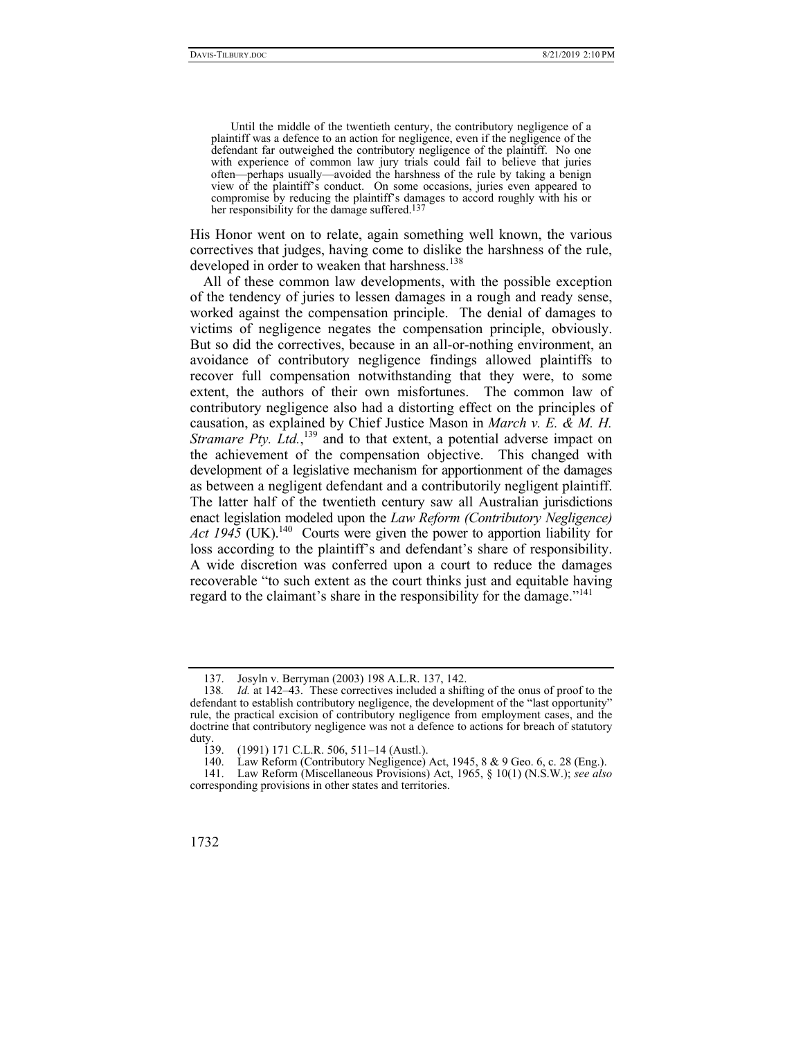> Until the middle of the twentieth century, the contributory negligence of a plaintiff was a defence to an action for negligence, even if the negligence of the defendant far outweighed the contributory negligence of the plaintiff. No one with experience of common law jury trials could fail to believe that juries often—perhaps usually—avoided the harshness of the rule by taking a benign view of the plaintiff's conduct. On some occasions, juries even appeared to compromise by reducing the plaintiff's damages to accord roughly with his or her responsibility for the damage suffered.[137]

His Honor went on to relate, again something well known, the various correctives that judges, having come to dislike the harshness of the rule, developed in order to weaken that harshness.[138]

All of these common law developments, with the possible exception of the tendency of juries to lessen damages in a rough and ready sense, worked against the compensation principle. The denial of damages to victims of negligence negates the compensation principle, obviously. But so did the correctives, because in an all-or-nothing environment, an avoidance of contributory negligence findings allowed plaintiffs to recover full compensation notwithstanding that they were, to some extent, the authors of their own misfortunes. The common law of contributory negligence also had a distorting effect on the principles of causation, as explained by Chief Justice Mason in *March v. E. & M. H. Stramare Pty. Ltd.*,[139] and to that extent, a potential adverse impact on the achievement of the compensation objective. This changed with development of a legislative mechanism for apportionment of the damages as between a negligent defendant and a contributorily negligent plaintiff. The latter half of the twentieth century saw all Australian jurisdictions enact legislation modeled upon the *Law Reform (Contributory Negligence) Act 1945* (UK).[140] Courts were given the power to apportion liability for loss according to the plaintiff's and defendant's share of responsibility. A wide discretion was conferred upon a court to reduce the damages recoverable "to such extent as the court thinks just and equitable having regard to the claimant's share in the responsibility for the damage."[141]

---

137. Josyln v. Berryman (2003) 198 A.L.R. 137, 142.

138. *Id.* at 142–43. These correctives included a shifting of the onus of proof to the defendant to establish contributory negligence, the development of the "last opportunity" rule, the practical excision of contributory negligence from employment cases, and the doctrine that contributory negligence was not a defence to actions for breach of statutory duty.

139. (1991) 171 C.L.R. 506, 511–14 (Austl.).

140. Law Reform (Contributory Negligence) Act, 1945, 8 & 9 Geo. 6, c. 28 (Eng.).

141. Law Reform (Miscellaneous Provisions) Act, 1965, § 10(1) (N.S.W.); *see also* corresponding provisions in other states and territories.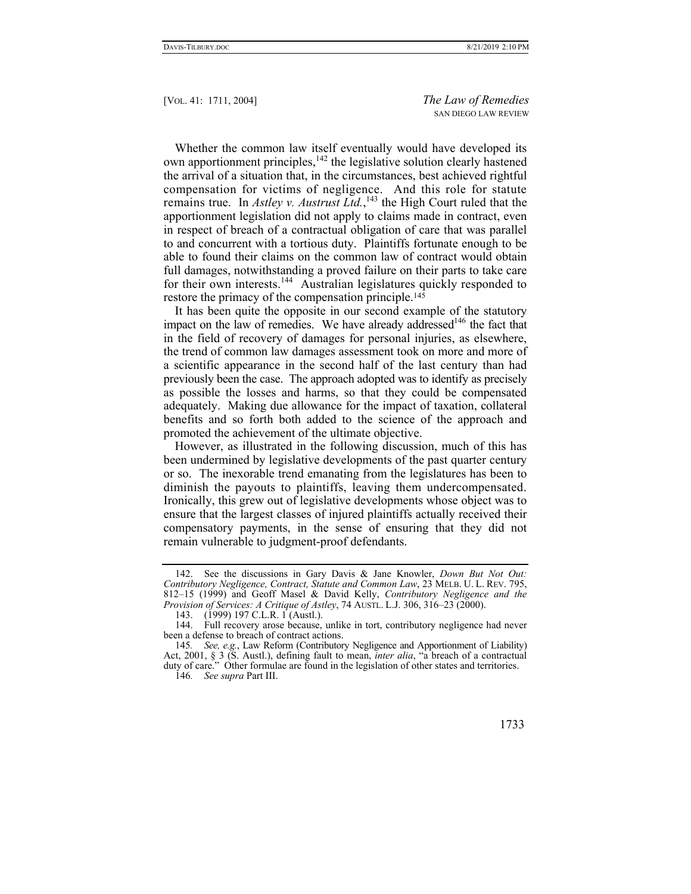Whether the common law itself eventually would have developed its own apportionment principles,[142] the legislative solution clearly hastened the arrival of a situation that, in the circumstances, best achieved rightful compensation for victims of negligence. And this role for statute remains true. In *Astley v. Austrust Ltd.*,[143] the High Court ruled that the apportionment legislation did not apply to claims made in contract, even in respect of breach of a contractual obligation of care that was parallel to and concurrent with a tortious duty. Plaintiffs fortunate enough to be able to found their claims on the common law of contract would obtain full damages, notwithstanding a proved failure on their parts to take care for their own interests.[144] Australian legislatures quickly responded to restore the primacy of the compensation principle.[145]

It has been quite the opposite in our second example of the statutory impact on the law of remedies. We have already addressed[146] the fact that in the field of recovery of damages for personal injuries, as elsewhere, the trend of common law damages assessment took on more and more of a scientific appearance in the second half of the last century than had previously been the case. The approach adopted was to identify as precisely as possible the losses and harms, so that they could be compensated adequately. Making due allowance for the impact of taxation, collateral benefits and so forth both added to the science of the approach and promoted the achievement of the ultimate objective.

However, as illustrated in the following discussion, much of this has been undermined by legislative developments of the past quarter century or so. The inexorable trend emanating from the legislatures has been to diminish the payouts to plaintiffs, leaving them undercompensated. Ironically, this grew out of legislative developments whose object was to ensure that the largest classes of injured plaintiffs actually received their compensatory payments, in the sense of ensuring that they did not remain vulnerable to judgment-proof defendants.

---

142. See the discussions in Gary Davis & Jane Knowler, *Down But Not Out: Contributory Negligence, Contract, Statute and Common Law*, 23 MELB. U. L. REV. 795, 812–15 (1999) and Geoff Masel & David Kelly, *Contributory Negligence and the Provision of Services: A Critique of Astley*, 74 AUSTL. L.J. 306, 316–23 (2000).

143. (1999) 197 C.L.R. 1 (Austl.).

144. Full recovery arose because, unlike in tort, contributory negligence had never been a defense to breach of contract actions.

145. *See, e.g.*, Law Reform (Contributory Negligence and Apportionment of Liability) Act, 2001, § 3 (S. Austl.), defining fault to mean, *inter alia*, "a breach of a contractual duty of care." Other formulae are found in the legislation of other states and territories.

146. *See supra* Part III.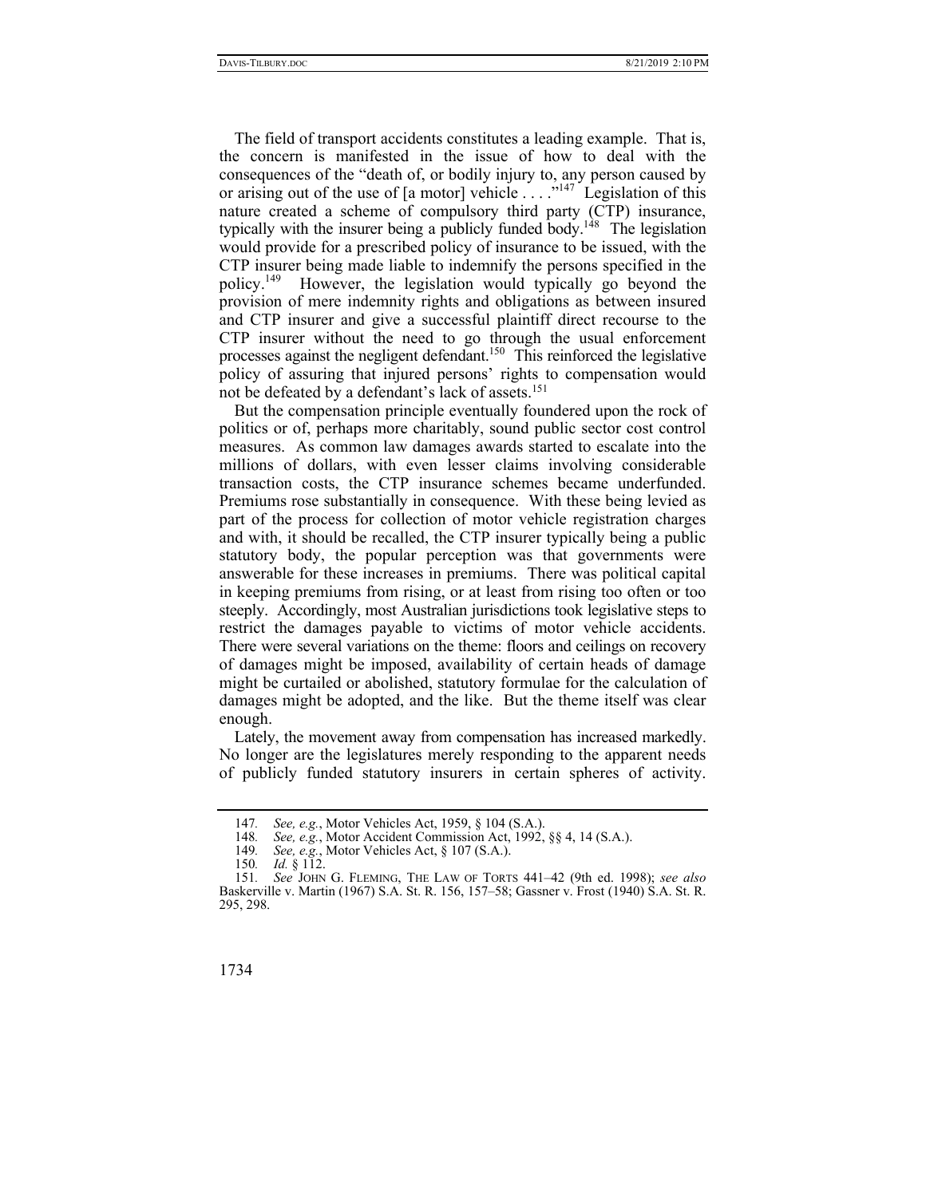The field of transport accidents constitutes a leading example. That is, the concern is manifested in the issue of how to deal with the consequences of the "death of, or bodily injury to, any person caused by or arising out of the use of [a motor] vehicle . . . ."[147] Legislation of this nature created a scheme of compulsory third party (CTP) insurance, typically with the insurer being a publicly funded body.[148] The legislation would provide for a prescribed policy of insurance to be issued, with the CTP insurer being made liable to indemnify the persons specified in the policy.[149] However, the legislation would typically go beyond the provision of mere indemnity rights and obligations as between insured and CTP insurer and give a successful plaintiff direct recourse to the CTP insurer without the need to go through the usual enforcement processes against the negligent defendant.[150] This reinforced the legislative policy of assuring that injured persons' rights to compensation would not be defeated by a defendant's lack of assets.[151]

But the compensation principle eventually foundered upon the rock of politics or of, perhaps more charitably, sound public sector cost control measures. As common law damages awards started to escalate into the millions of dollars, with even lesser claims involving considerable transaction costs, the CTP insurance schemes became underfunded. Premiums rose substantially in consequence. With these being levied as part of the process for collection of motor vehicle registration charges and with, it should be recalled, the CTP insurer typically being a public statutory body, the popular perception was that governments were answerable for these increases in premiums. There was political capital in keeping premiums from rising, or at least from rising too often or too steeply. Accordingly, most Australian jurisdictions took legislative steps to restrict the damages payable to victims of motor vehicle accidents. There were several variations on the theme: floors and ceilings on recovery of damages might be imposed, availability of certain heads of damage might be curtailed or abolished, statutory formulae for the calculation of damages might be adopted, and the like. But the theme itself was clear enough.

Lately, the movement away from compensation has increased markedly. No longer are the legislatures merely responding to the apparent needs of publicly funded statutory insurers in certain spheres of activity.

---

147. *See, e.g.*, Motor Vehicles Act, 1959, § 104 (S.A.).

148. *See, e.g.*, Motor Accident Commission Act, 1992, §§ 4, 14 (S.A.).

149. *See, e.g.*, Motor Vehicles Act, § 107 (S.A.).

150. *Id.* § 112.

151. *See* JOHN G. FLEMING, THE LAW OF TORTS 441–42 (9th ed. 1998); *see also* Baskerville v. Martin (1967) S.A. St. R. 156, 157–58; Gassner v. Frost (1940) S.A. St. R. 295, 298.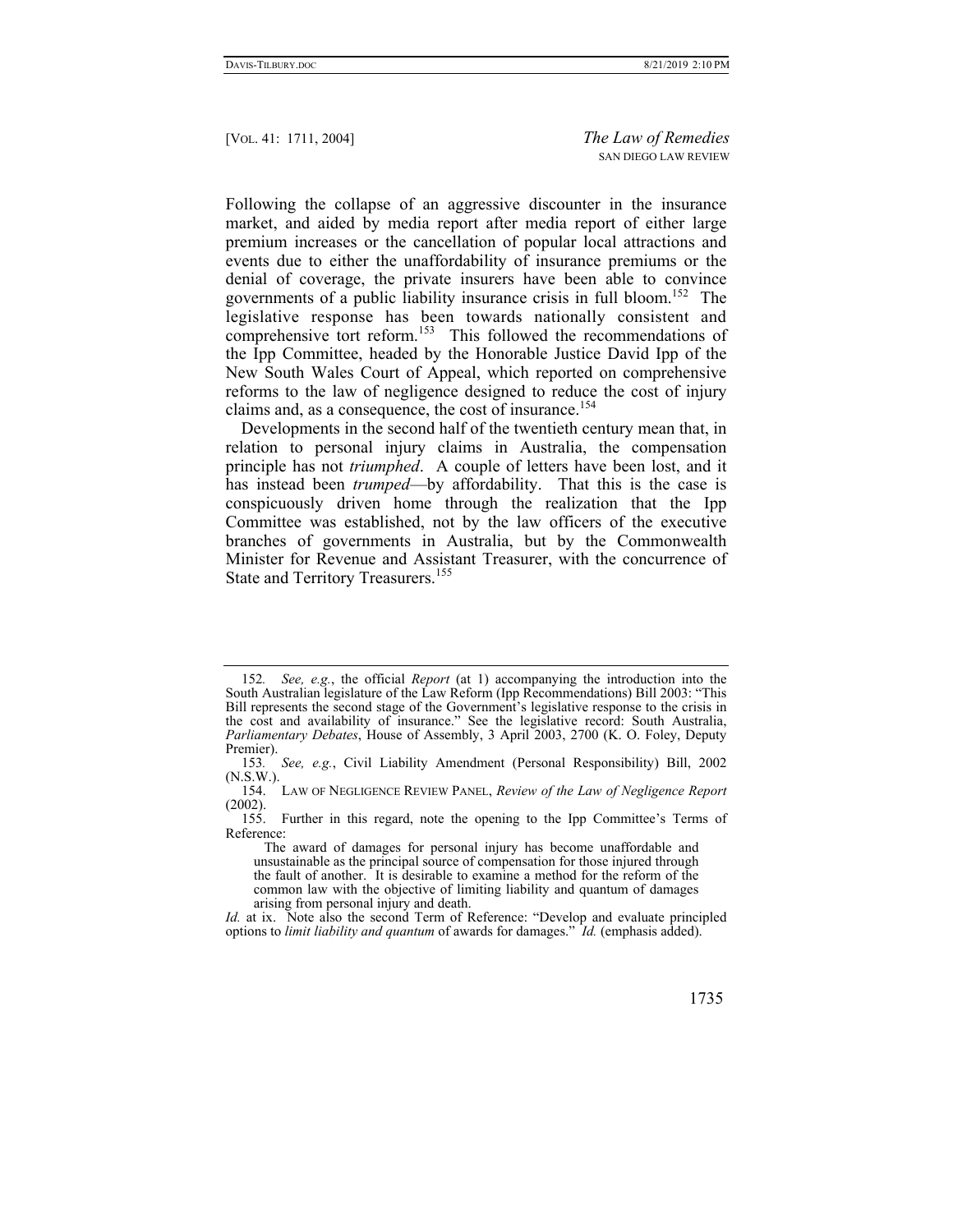Following the collapse of an aggressive discounter in the insurance market, and aided by media report after media report of either large premium increases or the cancellation of popular local attractions and events due to either the unaffordability of insurance premiums or the denial of coverage, the private insurers have been able to convince governments of a public liability insurance crisis in full bloom.[152] The legislative response has been towards nationally consistent and comprehensive tort reform.[153] This followed the recommendations of the Ipp Committee, headed by the Honorable Justice David Ipp of the New South Wales Court of Appeal, which reported on comprehensive reforms to the law of negligence designed to reduce the cost of injury claims and, as a consequence, the cost of insurance.[154]

Developments in the second half of the twentieth century mean that, in relation to personal injury claims in Australia, the compensation principle has not *triumphed*. A couple of letters have been lost, and it has instead been *trumped*—by affordability. That this is the case is conspicuously driven home through the realization that the Ipp Committee was established, not by the law officers of the executive branches of governments in Australia, but by the Commonwealth Minister for Revenue and Assistant Treasurer, with the concurrence of State and Territory Treasurers.[155]

---

152. *See, e.g.*, the official *Report* (at 1) accompanying the introduction into the South Australian legislature of the Law Reform (Ipp Recommendations) Bill 2003: "This Bill represents the second stage of the Government's legislative response to the crisis in the cost and availability of insurance." See the legislative record: South Australia, *Parliamentary Debates*, House of Assembly, 3 April 2003, 2700 (K. O. Foley, Deputy Premier).

153. *See, e.g.*, Civil Liability Amendment (Personal Responsibility) Bill, 2002 (N.S.W.).

154. LAW OF NEGLIGENCE REVIEW PANEL, *Review of the Law of Negligence Report* (2002).

155. Further in this regard, note the opening to the Ipp Committee's Terms of Reference:

> The award of damages for personal injury has become unaffordable and unsustainable as the principal source of compensation for those injured through the fault of another. It is desirable to examine a method for the reform of the common law with the objective of limiting liability and quantum of damages arising from personal injury and death.

*Id.* at ix. Note also the second Term of Reference: "Develop and evaluate principled options to *limit liability and quantum* of awards for damages." *Id.* (emphasis added).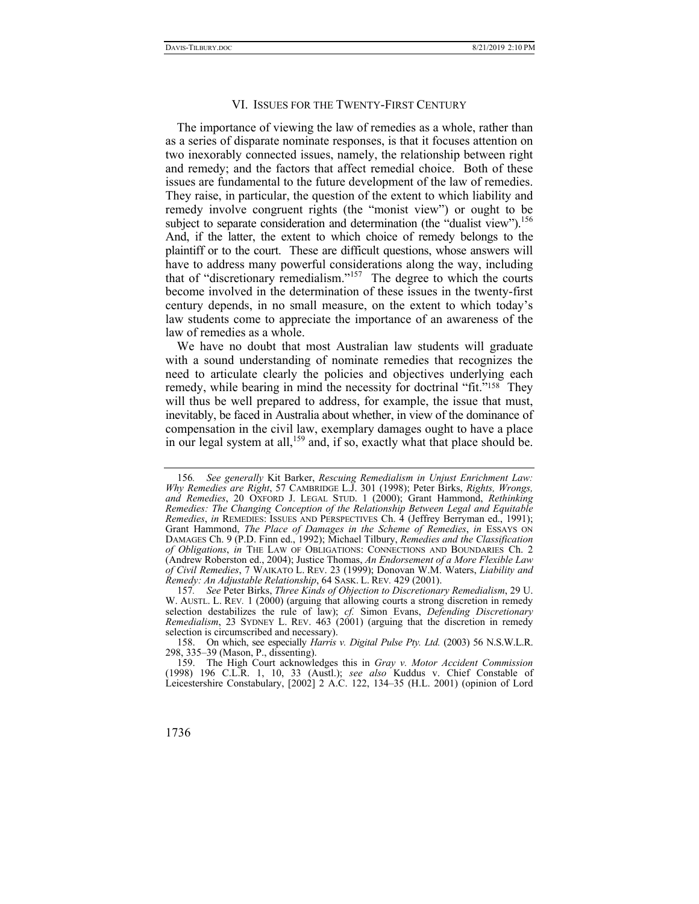## VI. ISSUES FOR THE TWENTY-FIRST CENTURY

The importance of viewing the law of remedies as a whole, rather than as a series of disparate nominate responses, is that it focuses attention on two inexorably connected issues, namely, the relationship between right and remedy; and the factors that affect remedial choice. Both of these issues are fundamental to the future development of the law of remedies. They raise, in particular, the question of the extent to which liability and remedy involve congruent rights (the "monist view") or ought to be subject to separate consideration and determination (the "dualist view").[156] And, if the latter, the extent to which choice of remedy belongs to the plaintiff or to the court. These are difficult questions, whose answers will have to address many powerful considerations along the way, including that of "discretionary remedialism."[157] The degree to which the courts become involved in the determination of these issues in the twenty-first century depends, in no small measure, on the extent to which today's law students come to appreciate the importance of an awareness of the law of remedies as a whole.

We have no doubt that most Australian law students will graduate with a sound understanding of nominate remedies that recognizes the need to articulate clearly the policies and objectives underlying each remedy, while bearing in mind the necessity for doctrinal "fit."[158] They will thus be well prepared to address, for example, the issue that must, inevitably, be faced in Australia about whether, in view of the dominance of compensation in the civil law, exemplary damages ought to have a place in our legal system at all,[159] and, if so, exactly what that place should be.

---

156. *See generally* Kit Barker, *Rescuing Remedialism in Unjust Enrichment Law: Why Remedies are Right*, 57 CAMBRIDGE L.J. 301 (1998); Peter Birks, *Rights, Wrongs, and Remedies*, 20 OXFORD J. LEGAL STUD. 1 (2000); Grant Hammond, *Rethinking Remedies: The Changing Conception of the Relationship Between Legal and Equitable Remedies*, *in* REMEDIES: ISSUES AND PERSPECTIVES Ch. 4 (Jeffrey Berryman ed., 1991); Grant Hammond, *The Place of Damages in the Scheme of Remedies*, *in* ESSAYS ON DAMAGES Ch. 9 (P.D. Finn ed., 1992); Michael Tilbury, *Remedies and the Classification of Obligations*, *in* THE LAW OF OBLIGATIONS: CONNECTIONS AND BOUNDARIES Ch. 2 (Andrew Roberston ed., 2004); Justice Thomas, *An Endorsement of a More Flexible Law of Civil Remedies*, 7 WAIKATO L. REV. 23 (1999); Donovan W.M. Waters, *Liability and Remedy: An Adjustable Relationship*, 64 SASK. L. REV. 429 (2001).

157. *See* Peter Birks, *Three Kinds of Objection to Discretionary Remedialism*, 29 U. W. AUSTL. L. REV. 1 (2000) (arguing that allowing courts a strong discretion in remedy selection destabilizes the rule of law); *cf.* Simon Evans, *Defending Discretionary Remedialism*, 23 SYDNEY L. REV. 463 (2001) (arguing that the discretion in remedy selection is circumscribed and necessary).

158. On which, see especially *Harris v. Digital Pulse Pty. Ltd.* (2003) 56 N.S.W.L.R. 298, 335–39 (Mason, P., dissenting).

159. The High Court acknowledges this in *Gray v. Motor Accident Commission* (1998) 196 C.L.R. 1, 10, 33 (Austl.); *see also* Kuddus v. Chief Constable of Leicestershire Constabulary, [2002] 2 A.C. 122, 134–35 (H.L. 2001) (opinion of Lord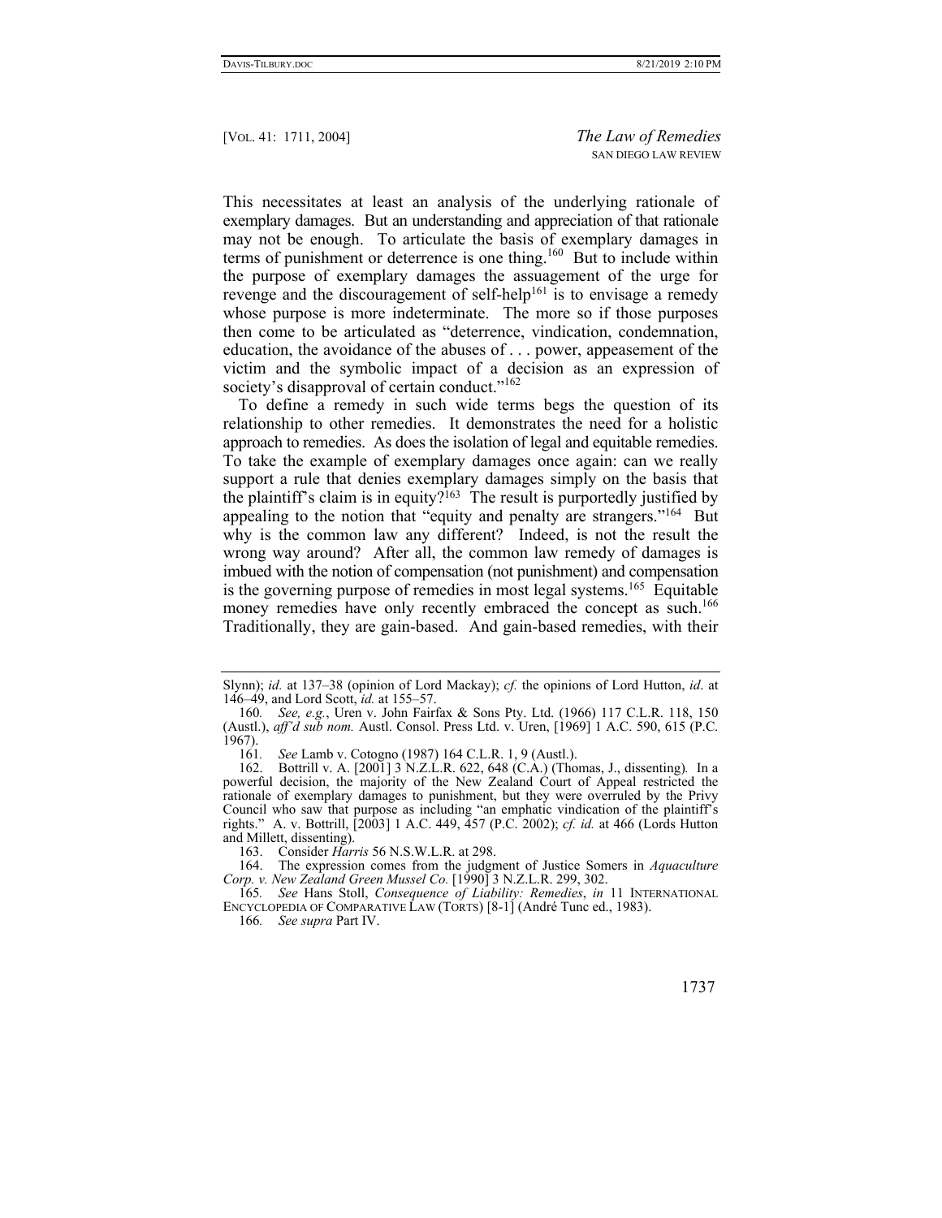This necessitates at least an analysis of the underlying rationale of exemplary damages. But an understanding and appreciation of that rationale may not be enough. To articulate the basis of exemplary damages in terms of punishment or deterrence is one thing.[160] But to include within the purpose of exemplary damages the assuagement of the urge for revenge and the discouragement of self-help[161] is to envisage a remedy whose purpose is more indeterminate. The more so if those purposes then come to be articulated as "deterrence, vindication, condemnation, education, the avoidance of the abuses of . . . power, appeasement of the victim and the symbolic impact of a decision as an expression of society's disapproval of certain conduct."[162]

To define a remedy in such wide terms begs the question of its relationship to other remedies. It demonstrates the need for a holistic approach to remedies. As does the isolation of legal and equitable remedies. To take the example of exemplary damages once again: can we really support a rule that denies exemplary damages simply on the basis that the plaintiff's claim is in equity?[163] The result is purportedly justified by appealing to the notion that "equity and penalty are strangers."[164] But why is the common law any different? Indeed, is not the result the wrong way around? After all, the common law remedy of damages is imbued with the notion of compensation (not punishment) and compensation is the governing purpose of remedies in most legal systems.[165] Equitable money remedies have only recently embraced the concept as such.[166] Traditionally, they are gain-based. And gain-based remedies, with their

---

Slynn); *id.* at 137–38 (opinion of Lord Mackay); *cf.* the opinions of Lord Hutton, *id*. at 146–49, and Lord Scott, *id.* at 155–57.

160. *See, e.g.*, Uren v. John Fairfax & Sons Pty. Ltd. (1966) 117 C.L.R. 118, 150 (Austl.), *aff'd sub nom.* Austl. Consol. Press Ltd. v. Uren, [1969] 1 A.C. 590, 615 (P.C. 1967).

161. *See* Lamb v. Cotogno (1987) 164 C.L.R. 1, 9 (Austl.).

162. Bottrill v. A. [2001] 3 N.Z.L.R. 622, 648 (C.A.) (Thomas, J., dissenting). In a powerful decision, the majority of the New Zealand Court of Appeal restricted the rationale of exemplary damages to punishment, but they were overruled by the Privy Council who saw that purpose as including "an emphatic vindication of the plaintiff's rights." A. v. Bottrill, [2003] 1 A.C. 449, 457 (P.C. 2002); *cf. id.* at 466 (Lords Hutton and Millett, dissenting).

163. Consider *Harris* 56 N.S.W.L.R. at 298.

164. The expression comes from the judgment of Justice Somers in *Aquaculture Corp. v. New Zealand Green Mussel Co.* [1990] 3 N.Z.L.R. 299, 302.

165. *See* Hans Stoll, *Consequence of Liability: Remedies*, *in* 11 INTERNATIONAL ENCYCLOPEDIA OF COMPARATIVE LAW (TORTS) [8-1] (André Tunc ed., 1983).

166. *See supra* Part IV.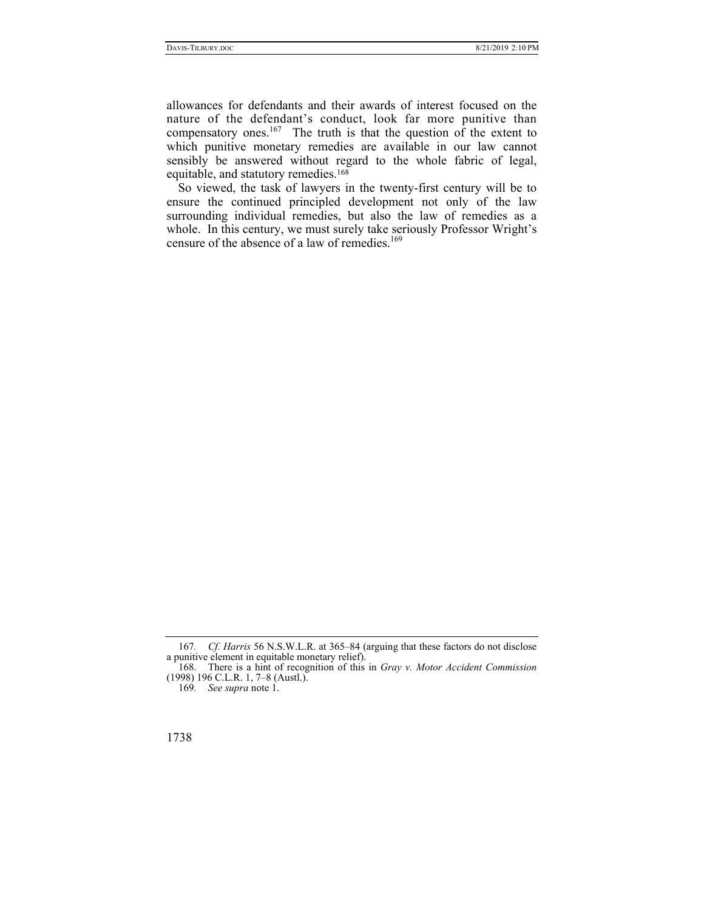allowances for defendants and their awards of interest focused on the nature of the defendant's conduct, look far more punitive than compensatory ones.[167] The truth is that the question of the extent to which punitive monetary remedies are available in our law cannot sensibly be answered without regard to the whole fabric of legal, equitable, and statutory remedies.[168]

So viewed, the task of lawyers in the twenty-first century will be to ensure the continued principled development not only of the law surrounding individual remedies, but also the law of remedies as a whole. In this century, we must surely take seriously Professor Wright's censure of the absence of a law of remedies.[169]

---

167. *Cf. Harris* 56 N.S.W.L.R. at 365–84 (arguing that these factors do not disclose a punitive element in equitable monetary relief).

168. There is a hint of recognition of this in *Gray v. Motor Accident Commission* (1998) 196 C.L.R. 1, 7–8 (Austl.).

169. *See supra* note 1.